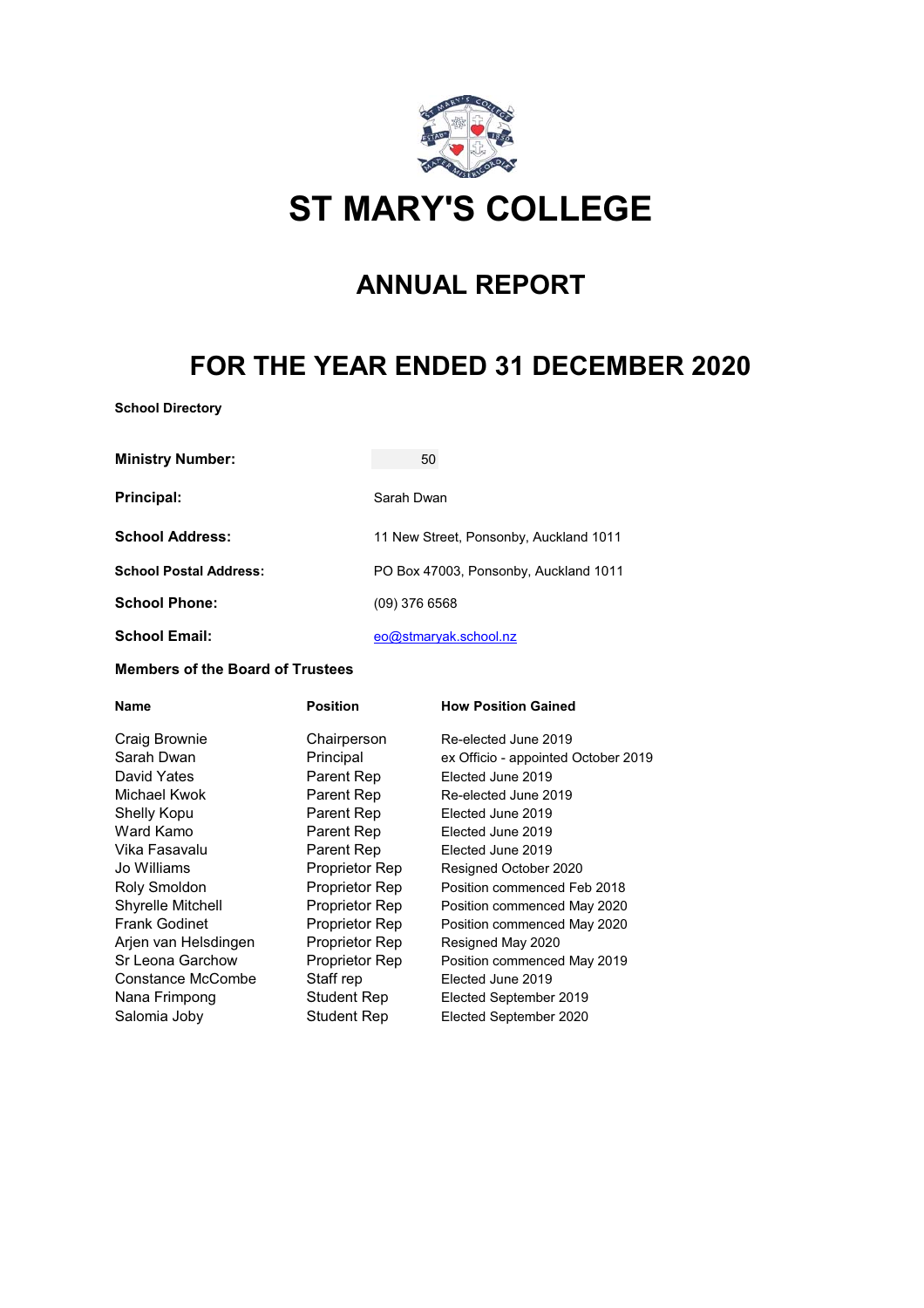# ST MARY'S COLLEGE

## ANNUAL REPORT

## FOR THE YEAR ENDED 31 DECEMBER 2020

**School Directory**

| | |
|---|---|
| **Ministry Number:** | 50 |
| **Principal:** | Sarah Dwan |
| **School Address:** | 11 New Street, Ponsonby, Auckland 1011 |
| **School Postal Address:** | PO Box 47003, Ponsonby, Auckland 1011 |
| **School Phone:** | (09) 376 6568 |
| **School Email:** | eo@stmaryak.school.nz |

**Members of the Board of Trustees**

| Name | Position | How Position Gained |
|---|---|---|
| Craig Brownie | Chairperson | Re-elected June 2019 |
| Sarah Dwan | Principal | ex Officio - appointed October 2019 |
| David Yates | Parent Rep | Elected June 2019 |
| Michael Kwok | Parent Rep | Re-elected June 2019 |
| Shelly Kopu | Parent Rep | Elected June 2019 |
| Ward Kamo | Parent Rep | Elected June 2019 |
| Vika Fasavalu | Parent Rep | Elected June 2019 |
| Jo Williams | Proprietor Rep | Resigned October 2020 |
| Roly Smoldon | Proprietor Rep | Position commenced Feb 2018 |
| Shyrelle Mitchell | Proprietor Rep | Position commenced May 2020 |
| Frank Godinet | Proprietor Rep | Position commenced May 2020 |
| Arjen van Helsdingen | Proprietor Rep | Resigned May 2020 |
| Sr Leona Garchow | Proprietor Rep | Position commenced May 2019 |
| Constance McCombe | Staff rep | Elected June 2019 |
| Nana Frimpong | Student Rep | Elected September 2019 |
| Salomia Joby | Student Rep | Elected September 2020 |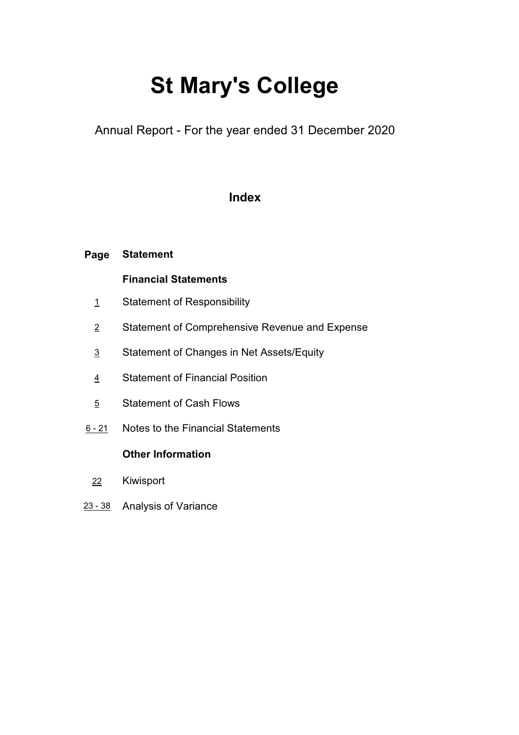# St Mary's College

Annual Report - For the year ended 31 December 2020

## Index

| Page | Statement |
|---|---|
| | **Financial Statements** |
| 1 | Statement of Responsibility |
| 2 | Statement of Comprehensive Revenue and Expense |
| 3 | Statement of Changes in Net Assets/Equity |
| 4 | Statement of Financial Position |
| 5 | Statement of Cash Flows |
| 6 - 21 | Notes to the Financial Statements |
| | **Other Information** |
| 22 | Kiwisport |
| 23 - 38 | Analysis of Variance |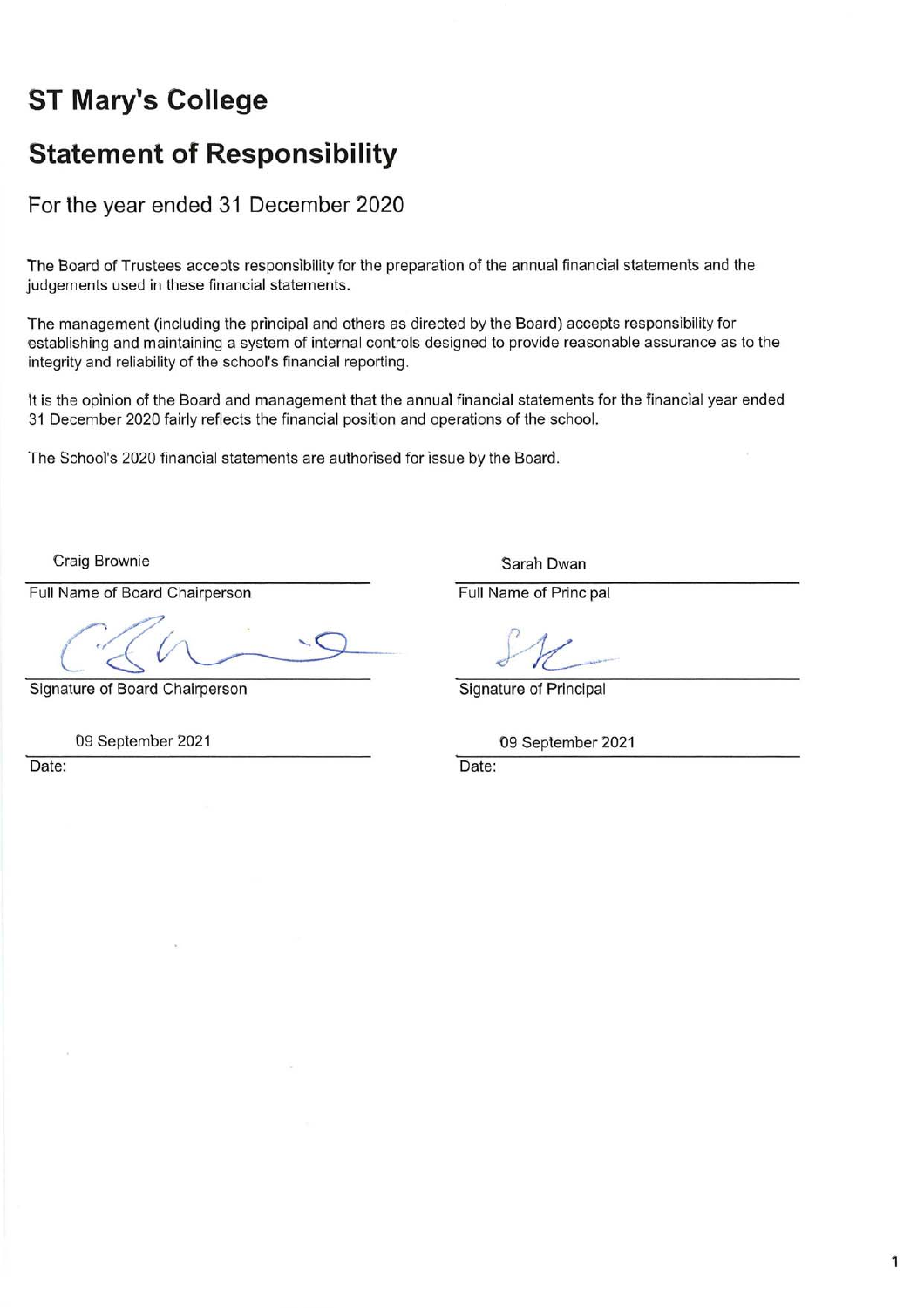# ST Mary's College

## Statement of Responsibility

For the year ended 31 December 2020

The Board of Trustees accepts responsibility for the preparation of the annual financial statements and the judgements used in these financial statements.

The management (including the principal and others as directed by the Board) accepts responsibility for establishing and maintaining a system of internal controls designed to provide reasonable assurance as to the integrity and reliability of the school's financial reporting.

It is the opinion of the Board and management that the annual financial statements for the financial year ended 31 December 2020 fairly reflects the financial position and operations of the school.

The School's 2020 financial statements are authorised for issue by the Board.

| | |
|---|---|
| Craig Brownie | Sarah Dwan |
| Full Name of Board Chairperson | Full Name of Principal |
| Signature of Board Chairperson | Signature of Principal |
| 09 September 2021 | 09 September 2021 |
| Date: | Date: |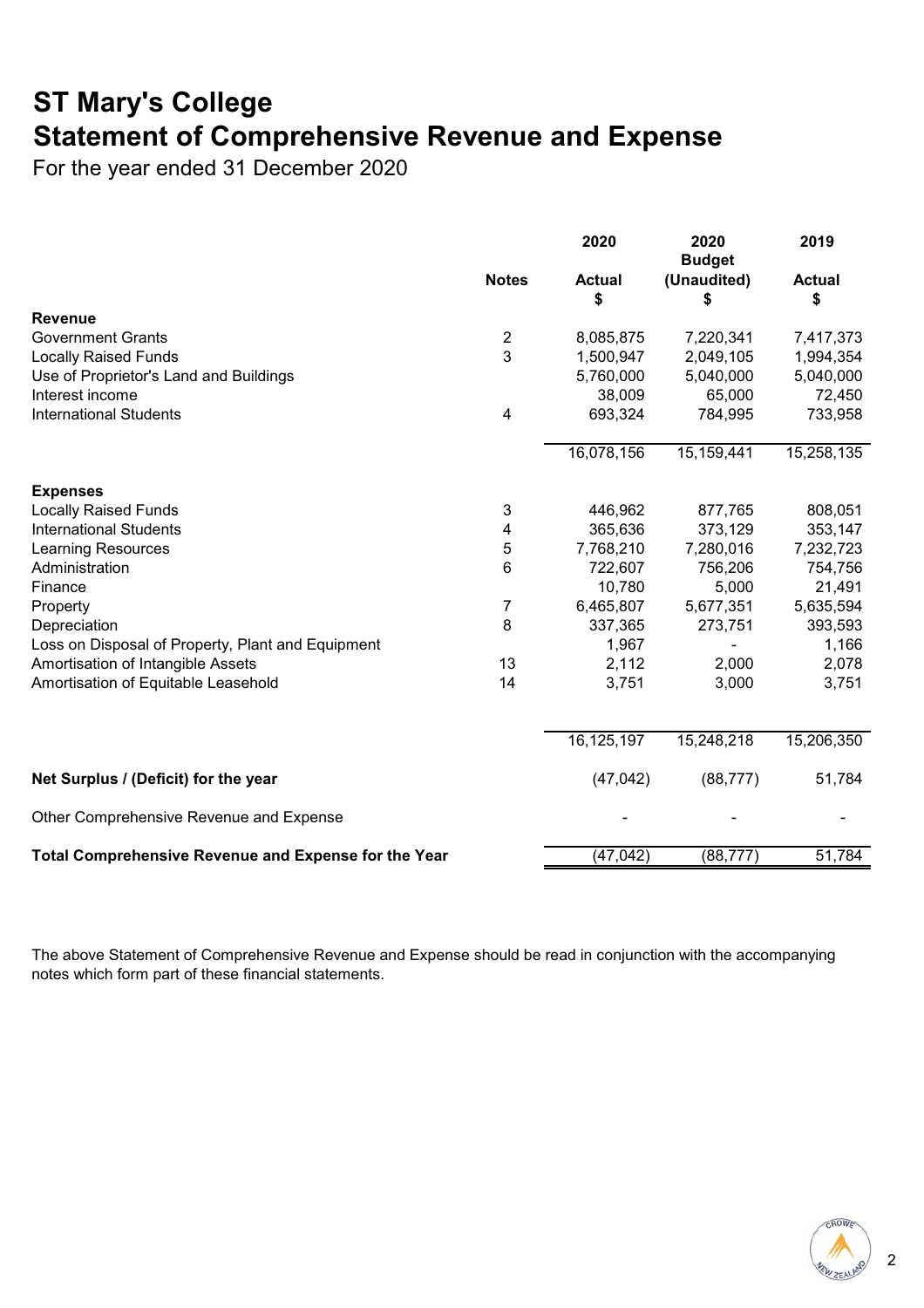# ST Mary's College
# Statement of Comprehensive Revenue and Expense

For the year ended 31 December 2020

| | Notes | 2020 Actual $ | 2020 Budget (Unaudited) $ | 2019 Actual $ |
|---|---|---|---|---|
| **Revenue** | | | | |
| Government Grants | 2 | 8,085,875 | 7,220,341 | 7,417,373 |
| Locally Raised Funds | 3 | 1,500,947 | 2,049,105 | 1,994,354 |
| Use of Proprietor's Land and Buildings | | 5,760,000 | 5,040,000 | 5,040,000 |
| Interest income | | 38,009 | 65,000 | 72,450 |
| International Students | 4 | 693,324 | 784,995 | 733,958 |
| | | 16,078,156 | 15,159,441 | 15,258,135 |
| **Expenses** | | | | |
| Locally Raised Funds | 3 | 446,962 | 877,765 | 808,051 |
| International Students | 4 | 365,636 | 373,129 | 353,147 |
| Learning Resources | 5 | 7,768,210 | 7,280,016 | 7,232,723 |
| Administration | 6 | 722,607 | 756,206 | 754,756 |
| Finance | | 10,780 | 5,000 | 21,491 |
| Property | 7 | 6,465,807 | 5,677,351 | 5,635,594 |
| Depreciation | 8 | 337,365 | 273,751 | 393,593 |
| Loss on Disposal of Property, Plant and Equipment | | 1,967 | - | 1,166 |
| Amortisation of Intangible Assets | 13 | 2,112 | 2,000 | 2,078 |
| Amortisation of Equitable Leasehold | 14 | 3,751 | 3,000 | 3,751 |
| | | 16,125,197 | 15,248,218 | 15,206,350 |
| **Net Surplus / (Deficit) for the year** | | (47,042) | (88,777) | 51,784 |
| Other Comprehensive Revenue and Expense | | - | - | - |
| **Total Comprehensive Revenue and Expense for the Year** | | (47,042) | (88,777) | 51,784 |

The above Statement of Comprehensive Revenue and Expense should be read in conjunction with the accompanying notes which form part of these financial statements.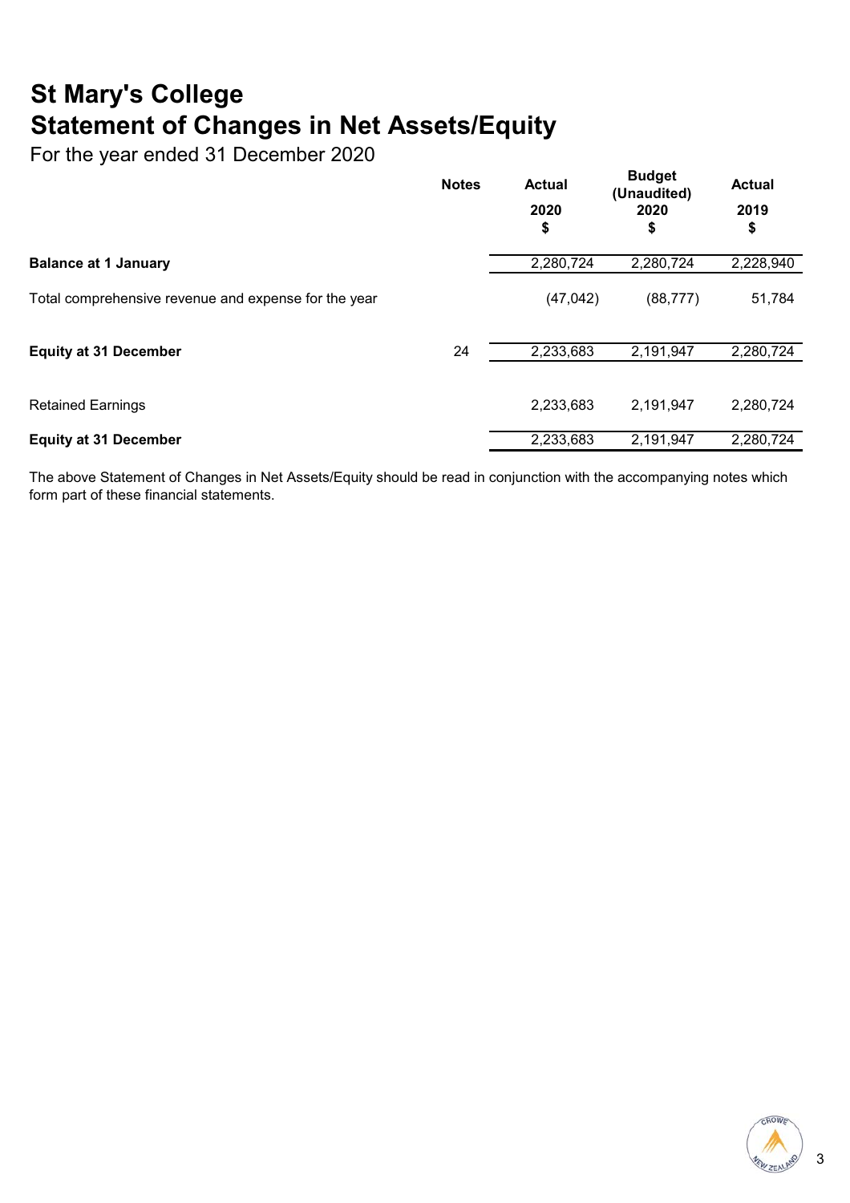# St Mary's College
# Statement of Changes in Net Assets/Equity

For the year ended 31 December 2020

| | Notes | Actual 2020 $ | Budget (Unaudited) 2020 $ | Actual 2019 $ |
|---|---|---|---|---|
| **Balance at 1 January** | | 2,280,724 | 2,280,724 | 2,228,940 |
| Total comprehensive revenue and expense for the year | | (47,042) | (88,777) | 51,784 |
| **Equity at 31 December** | 24 | 2,233,683 | 2,191,947 | 2,280,724 |
| Retained Earnings | | 2,233,683 | 2,191,947 | 2,280,724 |
| **Equity at 31 December** | | 2,233,683 | 2,191,947 | 2,280,724 |

The above Statement of Changes in Net Assets/Equity should be read in conjunction with the accompanying notes which form part of these financial statements.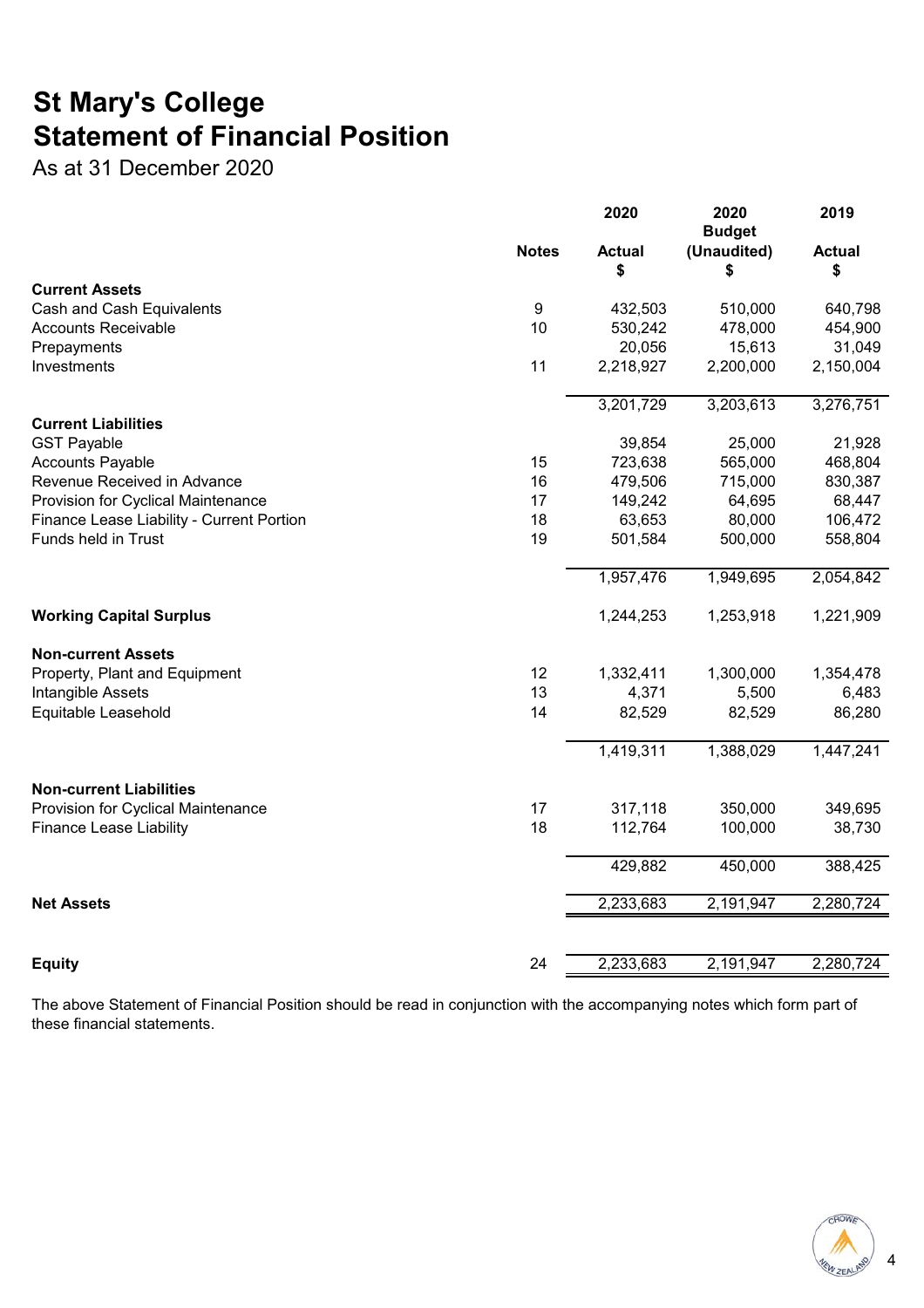# St Mary's College
# Statement of Financial Position

As at 31 December 2020

| | Notes | 2020 Actual $ | 2020 Budget (Unaudited) $ | 2019 Actual $ |
|---|---|---|---|---|
| **Current Assets** | | | | |
| Cash and Cash Equivalents | 9 | 432,503 | 510,000 | 640,798 |
| Accounts Receivable | 10 | 530,242 | 478,000 | 454,900 |
| Prepayments | | 20,056 | 15,613 | 31,049 |
| Investments | 11 | 2,218,927 | 2,200,000 | 2,150,004 |
| | | 3,201,729 | 3,203,613 | 3,276,751 |
| **Current Liabilities** | | | | |
| GST Payable | | 39,854 | 25,000 | 21,928 |
| Accounts Payable | 15 | 723,638 | 565,000 | 468,804 |
| Revenue Received in Advance | 16 | 479,506 | 715,000 | 830,387 |
| Provision for Cyclical Maintenance | 17 | 149,242 | 64,695 | 68,447 |
| Finance Lease Liability - Current Portion | 18 | 63,653 | 80,000 | 106,472 |
| Funds held in Trust | 19 | 501,584 | 500,000 | 558,804 |
| | | 1,957,476 | 1,949,695 | 2,054,842 |
| **Working Capital Surplus** | | 1,244,253 | 1,253,918 | 1,221,909 |
| **Non-current Assets** | | | | |
| Property, Plant and Equipment | 12 | 1,332,411 | 1,300,000 | 1,354,478 |
| Intangible Assets | 13 | 4,371 | 5,500 | 6,483 |
| Equitable Leasehold | 14 | 82,529 | 82,529 | 86,280 |
| | | 1,419,311 | 1,388,029 | 1,447,241 |
| **Non-current Liabilities** | | | | |
| Provision for Cyclical Maintenance | 17 | 317,118 | 350,000 | 349,695 |
| Finance Lease Liability | 18 | 112,764 | 100,000 | 38,730 |
| | | 429,882 | 450,000 | 388,425 |
| **Net Assets** | | 2,233,683 | 2,191,947 | 2,280,724 |
| **Equity** | 24 | 2,233,683 | 2,191,947 | 2,280,724 |

The above Statement of Financial Position should be read in conjunction with the accompanying notes which form part of these financial statements.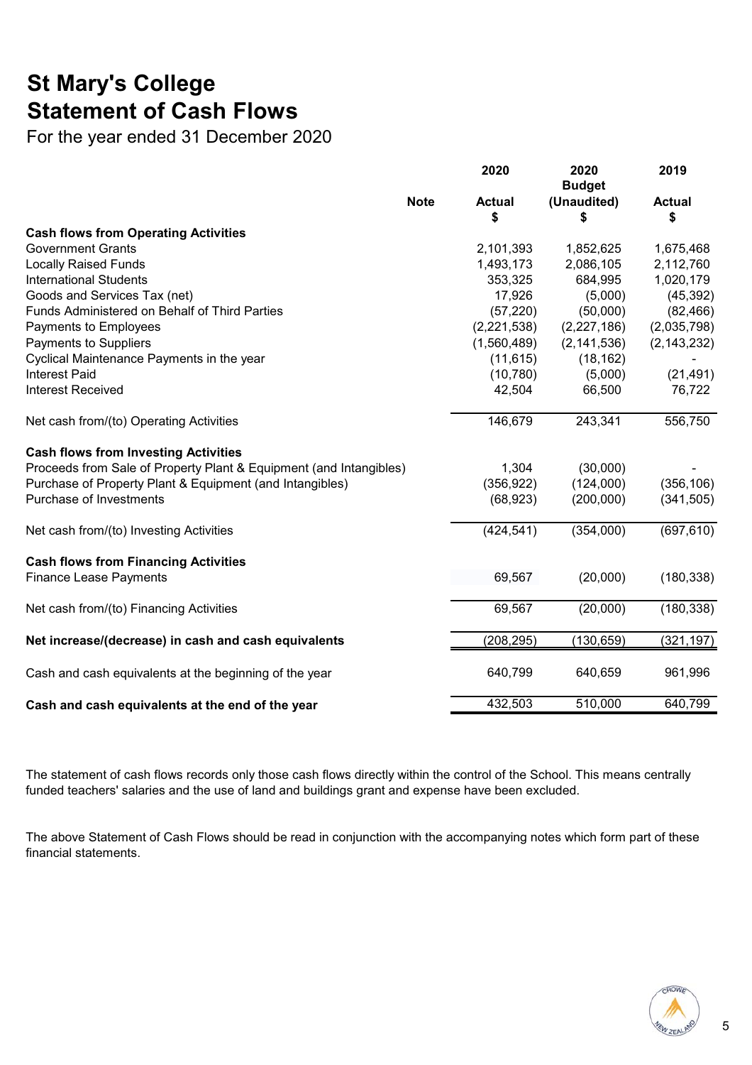# St Mary's College
# Statement of Cash Flows

For the year ended 31 December 2020

| | Note | 2020 Actual $ | 2020 Budget (Unaudited) $ | 2019 Actual $ |
|---|---|---|---|---|
| **Cash flows from Operating Activities** | | | | |
| Government Grants | | 2,101,393 | 1,852,625 | 1,675,468 |
| Locally Raised Funds | | 1,493,173 | 2,086,105 | 2,112,760 |
| International Students | | 353,325 | 684,995 | 1,020,179 |
| Goods and Services Tax (net) | | 17,926 | (5,000) | (45,392) |
| Funds Administered on Behalf of Third Parties | | (57,220) | (50,000) | (82,466) |
| Payments to Employees | | (2,221,538) | (2,227,186) | (2,035,798) |
| Payments to Suppliers | | (1,560,489) | (2,141,536) | (2,143,232) |
| Cyclical Maintenance Payments in the year | | (11,615) | (18,162) | - |
| Interest Paid | | (10,780) | (5,000) | (21,491) |
| Interest Received | | 42,504 | 66,500 | 76,722 |
| Net cash from/(to) Operating Activities | | 146,679 | 243,341 | 556,750 |
| **Cash flows from Investing Activities** | | | | |
| Proceeds from Sale of Property Plant & Equipment (and Intangibles) | | 1,304 | (30,000) | - |
| Purchase of Property Plant & Equipment (and Intangibles) | | (356,922) | (124,000) | (356,106) |
| Purchase of Investments | | (68,923) | (200,000) | (341,505) |
| Net cash from/(to) Investing Activities | | (424,541) | (354,000) | (697,610) |
| **Cash flows from Financing Activities** | | | | |
| Finance Lease Payments | | 69,567 | (20,000) | (180,338) |
| Net cash from/(to) Financing Activities | | 69,567 | (20,000) | (180,338) |
| **Net increase/(decrease) in cash and cash equivalents** | | (208,295) | (130,659) | (321,197) |
| Cash and cash equivalents at the beginning of the year | | 640,799 | 640,659 | 961,996 |
| **Cash and cash equivalents at the end of the year** | | 432,503 | 510,000 | 640,799 |

The statement of cash flows records only those cash flows directly within the control of the School. This means centrally funded teachers' salaries and the use of land and buildings grant and expense have been excluded.

The above Statement of Cash Flows should be read in conjunction with the accompanying notes which form part of these financial statements.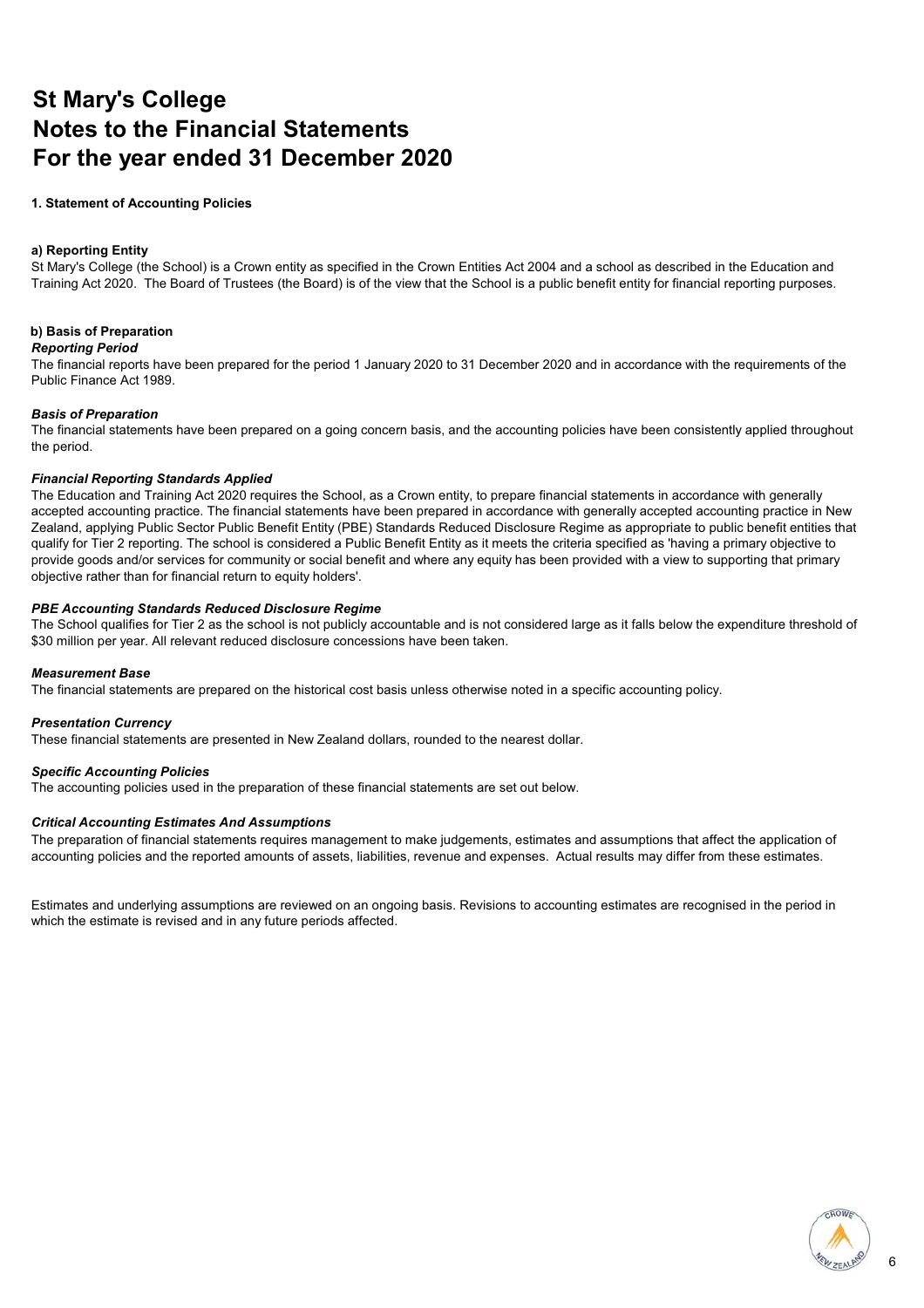# St Mary's College
# Notes to the Financial Statements
# For the year ended 31 December 2020

**1. Statement of Accounting Policies**

**a) Reporting Entity**

St Mary's College (the School) is a Crown entity as specified in the Crown Entities Act 2004 and a school as described in the Education and Training Act 2020. The Board of Trustees (the Board) is of the view that the School is a public benefit entity for financial reporting purposes.

**b) Basis of Preparation**

***Reporting Period***

The financial reports have been prepared for the period 1 January 2020 to 31 December 2020 and in accordance with the requirements of the Public Finance Act 1989.

***Basis of Preparation***

The financial statements have been prepared on a going concern basis, and the accounting policies have been consistently applied throughout the period.

***Financial Reporting Standards Applied***

The Education and Training Act 2020 requires the School, as a Crown entity, to prepare financial statements in accordance with generally accepted accounting practice. The financial statements have been prepared in accordance with generally accepted accounting practice in New Zealand, applying Public Sector Public Benefit Entity (PBE) Standards Reduced Disclosure Regime as appropriate to public benefit entities that qualify for Tier 2 reporting. The school is considered a Public Benefit Entity as it meets the criteria specified as 'having a primary objective to provide goods and/or services for community or social benefit and where any equity has been provided with a view to supporting that primary objective rather than for financial return to equity holders'.

***PBE Accounting Standards Reduced Disclosure Regime***

The School qualifies for Tier 2 as the school is not publicly accountable and is not considered large as it falls below the expenditure threshold of $30 million per year. All relevant reduced disclosure concessions have been taken.

***Measurement Base***

The financial statements are prepared on the historical cost basis unless otherwise noted in a specific accounting policy.

***Presentation Currency***

These financial statements are presented in New Zealand dollars, rounded to the nearest dollar.

***Specific Accounting Policies***

The accounting policies used in the preparation of these financial statements are set out below.

***Critical Accounting Estimates And Assumptions***

The preparation of financial statements requires management to make judgements, estimates and assumptions that affect the application of accounting policies and the reported amounts of assets, liabilities, revenue and expenses. Actual results may differ from these estimates.

Estimates and underlying assumptions are reviewed on an ongoing basis. Revisions to accounting estimates are recognised in the period in which the estimate is revised and in any future periods affected.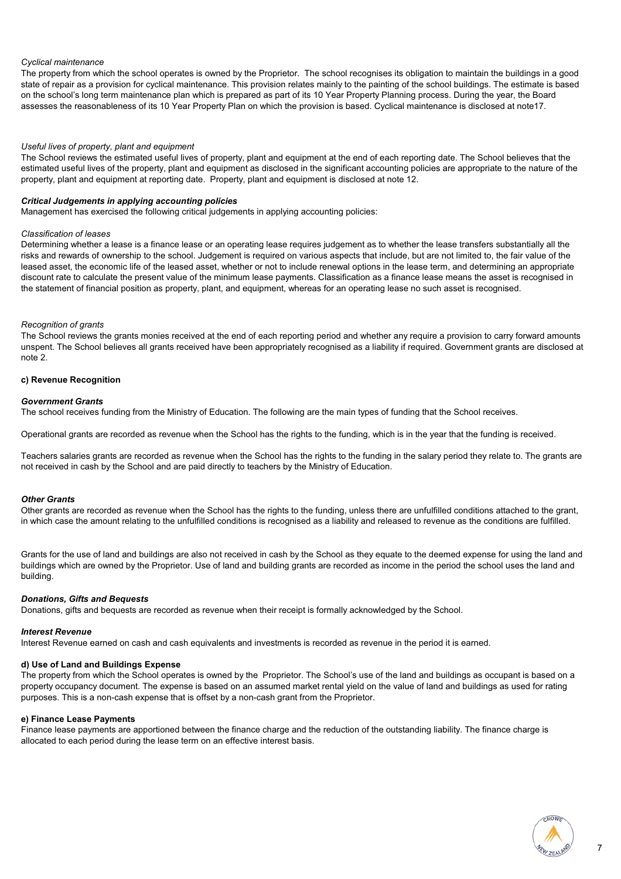*Cyclical maintenance*

The property from which the school operates is owned by the Proprietor. The school recognises its obligation to maintain the buildings in a good state of repair as a provision for cyclical maintenance. This provision relates mainly to the painting of the school buildings. The estimate is based on the school's long term maintenance plan which is prepared as part of its 10 Year Property Planning process. During the year, the Board assesses the reasonableness of its 10 Year Property Plan on which the provision is based. Cyclical maintenance is disclosed at note17.

*Useful lives of property, plant and equipment*

The School reviews the estimated useful lives of property, plant and equipment at the end of each reporting date. The School believes that the estimated useful lives of the property, plant and equipment as disclosed in the significant accounting policies are appropriate to the nature of the property, plant and equipment at reporting date. Property, plant and equipment is disclosed at note 12.

***Critical Judgements in applying accounting policies***

Management has exercised the following critical judgements in applying accounting policies:

*Classification of leases*

Determining whether a lease is a finance lease or an operating lease requires judgement as to whether the lease transfers substantially all the risks and rewards of ownership to the school. Judgement is required on various aspects that include, but are not limited to, the fair value of the leased asset, the economic life of the leased asset, whether or not to include renewal options in the lease term, and determining an appropriate discount rate to calculate the present value of the minimum lease payments. Classification as a finance lease means the asset is recognised in the statement of financial position as property, plant, and equipment, whereas for an operating lease no such asset is recognised.

*Recognition of grants*

The School reviews the grants monies received at the end of each reporting period and whether any require a provision to carry forward amounts unspent. The School believes all grants received have been appropriately recognised as a liability if required. Government grants are disclosed at note 2.

**c) Revenue Recognition**

***Government Grants***

The school receives funding from the Ministry of Education. The following are the main types of funding that the School receives.

Operational grants are recorded as revenue when the School has the rights to the funding, which is in the year that the funding is received.

Teachers salaries grants are recorded as revenue when the School has the rights to the funding in the salary period they relate to. The grants are not received in cash by the School and are paid directly to teachers by the Ministry of Education.

***Other Grants***

Other grants are recorded as revenue when the School has the rights to the funding, unless there are unfulfilled conditions attached to the grant, in which case the amount relating to the unfulfilled conditions is recognised as a liability and released to revenue as the conditions are fulfilled.

Grants for the use of land and buildings are also not received in cash by the School as they equate to the deemed expense for using the land and buildings which are owned by the Proprietor. Use of land and building grants are recorded as income in the period the school uses the land and building.

***Donations, Gifts and Bequests***

Donations, gifts and bequests are recorded as revenue when their receipt is formally acknowledged by the School.

***Interest Revenue***

Interest Revenue earned on cash and cash equivalents and investments is recorded as revenue in the period it is earned.

**d) Use of Land and Buildings Expense**

The property from which the School operates is owned by the Proprietor. The School's use of the land and buildings as occupant is based on a property occupancy document. The expense is based on an assumed market rental yield on the value of land and buildings as used for rating purposes. This is a non-cash expense that is offset by a non-cash grant from the Proprietor.

**e) Finance Lease Payments**

Finance lease payments are apportioned between the finance charge and the reduction of the outstanding liability. The finance charge is allocated to each period during the lease term on an effective interest basis.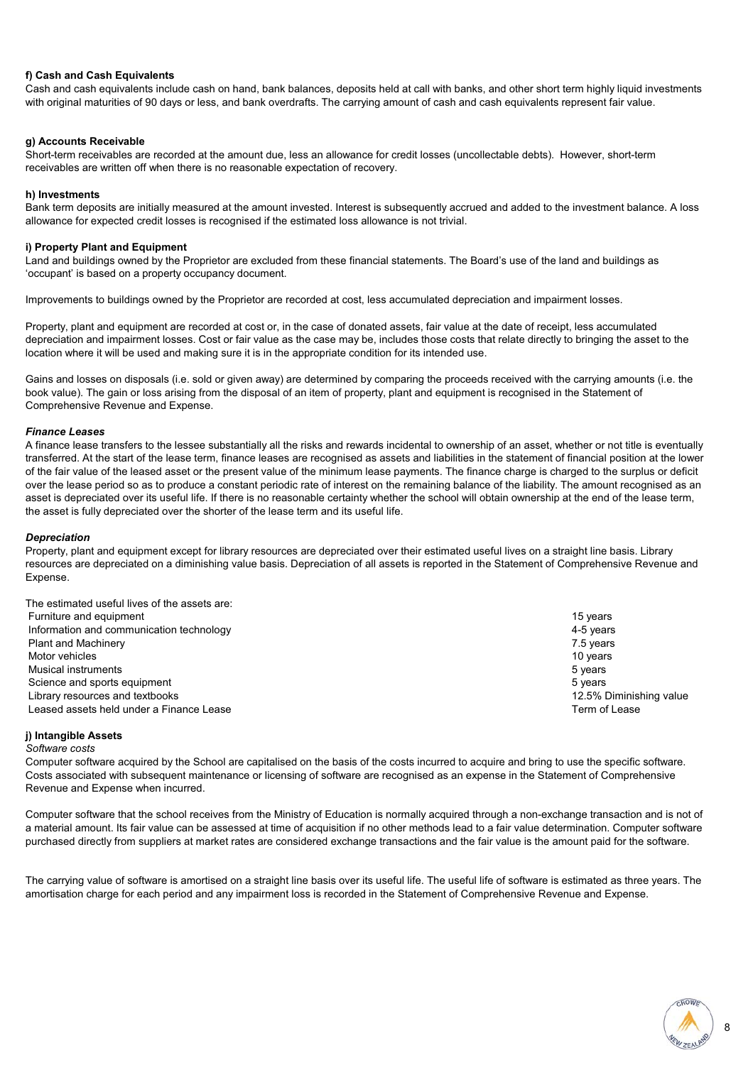**f) Cash and Cash Equivalents**

Cash and cash equivalents include cash on hand, bank balances, deposits held at call with banks, and other short term highly liquid investments with original maturities of 90 days or less, and bank overdrafts. The carrying amount of cash and cash equivalents represent fair value.

**g) Accounts Receivable**

Short-term receivables are recorded at the amount due, less an allowance for credit losses (uncollectable debts). However, short-term receivables are written off when there is no reasonable expectation of recovery.

**h) Investments**

Bank term deposits are initially measured at the amount invested. Interest is subsequently accrued and added to the investment balance. A loss allowance for expected credit losses is recognised if the estimated loss allowance is not trivial.

**i) Property Plant and Equipment**

Land and buildings owned by the Proprietor are excluded from these financial statements. The Board's use of the land and buildings as 'occupant' is based on a property occupancy document.

Improvements to buildings owned by the Proprietor are recorded at cost, less accumulated depreciation and impairment losses.

Property, plant and equipment are recorded at cost or, in the case of donated assets, fair value at the date of receipt, less accumulated depreciation and impairment losses. Cost or fair value as the case may be, includes those costs that relate directly to bringing the asset to the location where it will be used and making sure it is in the appropriate condition for its intended use.

Gains and losses on disposals (i.e. sold or given away) are determined by comparing the proceeds received with the carrying amounts (i.e. the book value). The gain or loss arising from the disposal of an item of property, plant and equipment is recognised in the Statement of Comprehensive Revenue and Expense.

***Finance Leases***

A finance lease transfers to the lessee substantially all the risks and rewards incidental to ownership of an asset, whether or not title is eventually transferred. At the start of the lease term, finance leases are recognised as assets and liabilities in the statement of financial position at the lower of the fair value of the leased asset or the present value of the minimum lease payments. The finance charge is charged to the surplus or deficit over the lease period so as to produce a constant periodic rate of interest on the remaining balance of the liability. The amount recognised as an asset is depreciated over its useful life. If there is no reasonable certainty whether the school will obtain ownership at the end of the lease term, the asset is fully depreciated over the shorter of the lease term and its useful life.

***Depreciation***

Property, plant and equipment except for library resources are depreciated over their estimated useful lives on a straight line basis. Library resources are depreciated on a diminishing value basis. Depreciation of all assets is reported in the Statement of Comprehensive Revenue and Expense.

The estimated useful lives of the assets are:

| | |
|---|---|
| Furniture and equipment | 15 years |
| Information and communication technology | 4-5 years |
| Plant and Machinery | 7.5 years |
| Motor vehicles | 10 years |
| Musical instruments | 5 years |
| Science and sports equipment | 5 years |
| Library resources and textbooks | 12.5% Diminishing value |
| Leased assets held under a Finance Lease | Term of Lease |

**j) Intangible Assets**

*Software costs*

Computer software acquired by the School are capitalised on the basis of the costs incurred to acquire and bring to use the specific software. Costs associated with subsequent maintenance or licensing of software are recognised as an expense in the Statement of Comprehensive Revenue and Expense when incurred.

Computer software that the school receives from the Ministry of Education is normally acquired through a non-exchange transaction and is not of a material amount. Its fair value can be assessed at time of acquisition if no other methods lead to a fair value determination. Computer software purchased directly from suppliers at market rates are considered exchange transactions and the fair value is the amount paid for the software.

The carrying value of software is amortised on a straight line basis over its useful life. The useful life of software is estimated as three years. The amortisation charge for each period and any impairment loss is recorded in the Statement of Comprehensive Revenue and Expense.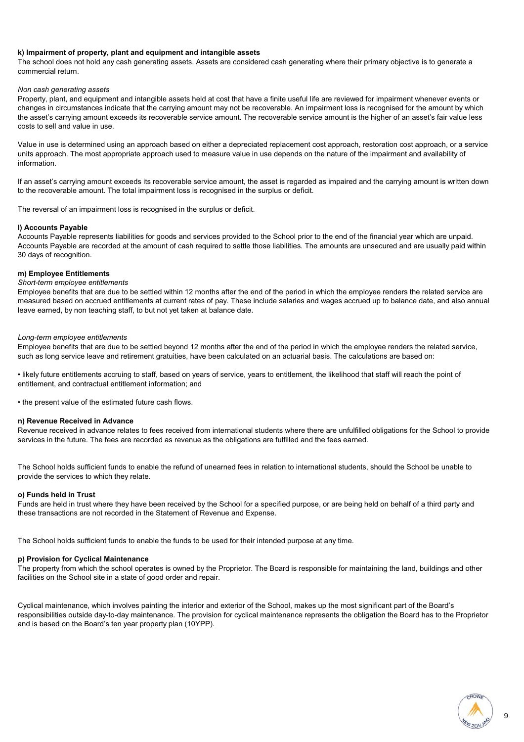**k) Impairment of property, plant and equipment and intangible assets**
The school does not hold any cash generating assets. Assets are considered cash generating where their primary objective is to generate a commercial return.

*Non cash generating assets*
Property, plant, and equipment and intangible assets held at cost that have a finite useful life are reviewed for impairment whenever events or changes in circumstances indicate that the carrying amount may not be recoverable. An impairment loss is recognised for the amount by which the asset's carrying amount exceeds its recoverable service amount. The recoverable service amount is the higher of an asset's fair value less costs to sell and value in use.

Value in use is determined using an approach based on either a depreciated replacement cost approach, restoration cost approach, or a service units approach. The most appropriate approach used to measure value in use depends on the nature of the impairment and availability of information.

If an asset's carrying amount exceeds its recoverable service amount, the asset is regarded as impaired and the carrying amount is written down to the recoverable amount. The total impairment loss is recognised in the surplus or deficit.

The reversal of an impairment loss is recognised in the surplus or deficit.

**l) Accounts Payable**
Accounts Payable represents liabilities for goods and services provided to the School prior to the end of the financial year which are unpaid. Accounts Payable are recorded at the amount of cash required to settle those liabilities. The amounts are unsecured and are usually paid within 30 days of recognition.

**m) Employee Entitlements**
*Short-term employee entitlements*
Employee benefits that are due to be settled within 12 months after the end of the period in which the employee renders the related service are measured based on accrued entitlements at current rates of pay. These include salaries and wages accrued up to balance date, and also annual leave earned, by non teaching staff, to but not yet taken at balance date.

*Long-term employee entitlements*
Employee benefits that are due to be settled beyond 12 months after the end of the period in which the employee renders the related service, such as long service leave and retirement gratuities, have been calculated on an actuarial basis. The calculations are based on:

- likely future entitlements accruing to staff, based on years of service, years to entitlement, the likelihood that staff will reach the point of entitlement, and contractual entitlement information; and

- the present value of the estimated future cash flows.

**n) Revenue Received in Advance**
Revenue received in advance relates to fees received from international students where there are unfulfilled obligations for the School to provide services in the future. The fees are recorded as revenue as the obligations are fulfilled and the fees earned.

The School holds sufficient funds to enable the refund of unearned fees in relation to international students, should the School be unable to provide the services to which they relate.

**o) Funds held in Trust**
Funds are held in trust where they have been received by the School for a specified purpose, or are being held on behalf of a third party and these transactions are not recorded in the Statement of Revenue and Expense.

The School holds sufficient funds to enable the funds to be used for their intended purpose at any time.

**p) Provision for Cyclical Maintenance**
The property from which the school operates is owned by the Proprietor. The Board is responsible for maintaining the land, buildings and other facilities on the School site in a state of good order and repair.

Cyclical maintenance, which involves painting the interior and exterior of the School, makes up the most significant part of the Board's responsibilities outside day-to-day maintenance. The provision for cyclical maintenance represents the obligation the Board has to the Proprietor and is based on the Board's ten year property plan (10YPP).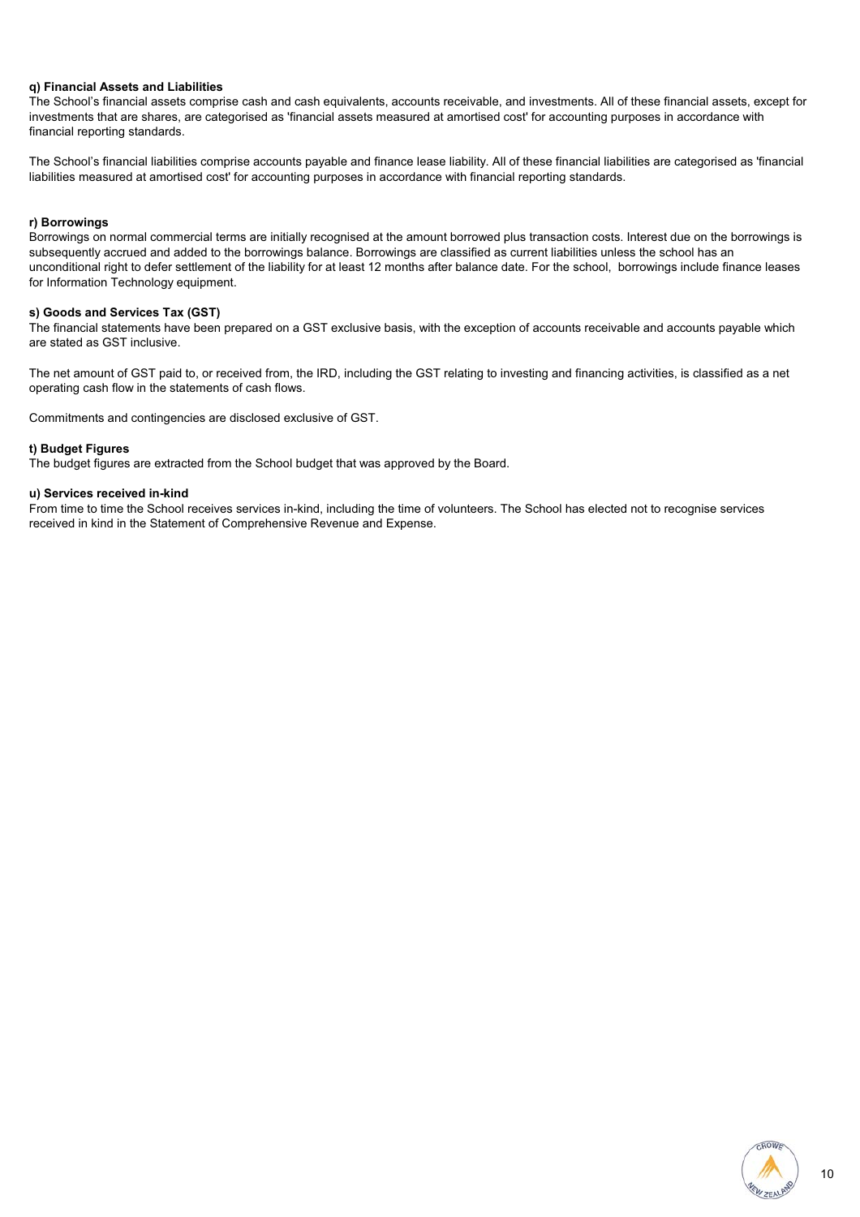**q) Financial Assets and Liabilities**

The School's financial assets comprise cash and cash equivalents, accounts receivable, and investments. All of these financial assets, except for investments that are shares, are categorised as 'financial assets measured at amortised cost' for accounting purposes in accordance with financial reporting standards.

The School's financial liabilities comprise accounts payable and finance lease liability. All of these financial liabilities are categorised as 'financial liabilities measured at amortised cost' for accounting purposes in accordance with financial reporting standards.

**r) Borrowings**

Borrowings on normal commercial terms are initially recognised at the amount borrowed plus transaction costs. Interest due on the borrowings is subsequently accrued and added to the borrowings balance. Borrowings are classified as current liabilities unless the school has an unconditional right to defer settlement of the liability for at least 12 months after balance date. For the school, borrowings include finance leases for Information Technology equipment.

**s) Goods and Services Tax (GST)**

The financial statements have been prepared on a GST exclusive basis, with the exception of accounts receivable and accounts payable which are stated as GST inclusive.

The net amount of GST paid to, or received from, the IRD, including the GST relating to investing and financing activities, is classified as a net operating cash flow in the statements of cash flows.

Commitments and contingencies are disclosed exclusive of GST.

**t) Budget Figures**

The budget figures are extracted from the School budget that was approved by the Board.

**u) Services received in-kind**

From time to time the School receives services in-kind, including the time of volunteers. The School has elected not to recognise services received in kind in the Statement of Comprehensive Revenue and Expense.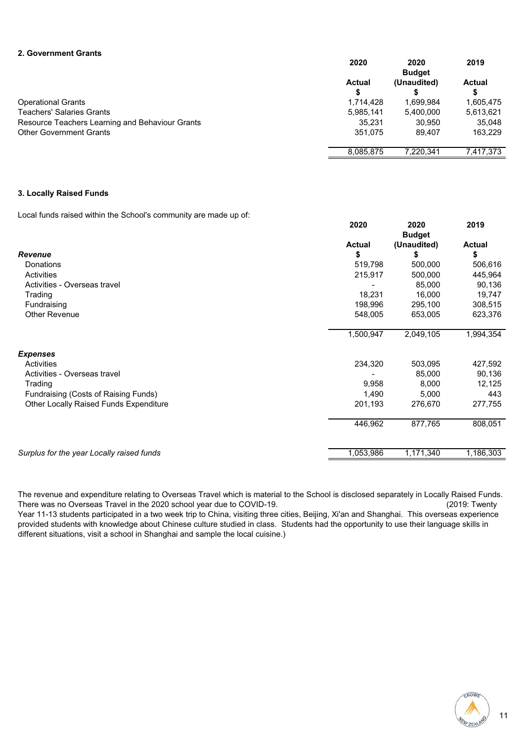## 2. Government Grants

| | 2020 Actual $ | 2020 Budget (Unaudited) $ | 2019 Actual $ |
|---|---|---|---|
| Operational Grants | 1,714,428 | 1,699,984 | 1,605,475 |
| Teachers' Salaries Grants | 5,985,141 | 5,400,000 | 5,613,621 |
| Resource Teachers Learning and Behaviour Grants | 35,231 | 30,950 | 35,048 |
| Other Government Grants | 351,075 | 89,407 | 163,229 |
| | 8,085,875 | 7,220,341 | 7,417,373 |

## 3. Locally Raised Funds

Local funds raised within the School's community are made up of:

| | 2020 Actual $ | 2020 Budget (Unaudited) $ | 2019 Actual $ |
|---|---|---|---|
| ***Revenue*** | | | |
| Donations | 519,798 | 500,000 | 506,616 |
| Activities | 215,917 | 500,000 | 445,964 |
| Activities - Overseas travel | - | 85,000 | 90,136 |
| Trading | 18,231 | 16,000 | 19,747 |
| Fundraising | 198,996 | 295,100 | 308,515 |
| Other Revenue | 548,005 | 653,005 | 623,376 |
| | 1,500,947 | 2,049,105 | 1,994,354 |
| ***Expenses*** | | | |
| Activities | 234,320 | 503,095 | 427,592 |
| Activities - Overseas travel | - | 85,000 | 90,136 |
| Trading | 9,958 | 8,000 | 12,125 |
| Fundraising (Costs of Raising Funds) | 1,490 | 5,000 | 443 |
| Other Locally Raised Funds Expenditure | 201,193 | 276,670 | 277,755 |
| | 446,962 | 877,765 | 808,051 |
| *Surplus for the year Locally raised funds* | 1,053,986 | 1,171,340 | 1,186,303 |

The revenue and expenditure relating to Overseas Travel which is material to the School is disclosed separately in Locally Raised Funds. There was no Overseas Travel in the 2020 school year due to COVID-19. (2019: Twenty Year 11-13 students participated in a two week trip to China, visiting three cities, Beijing, Xi'an and Shanghai. This overseas experience provided students with knowledge about Chinese culture studied in class. Students had the opportunity to use their language skills in different situations, visit a school in Shanghai and sample the local cuisine.)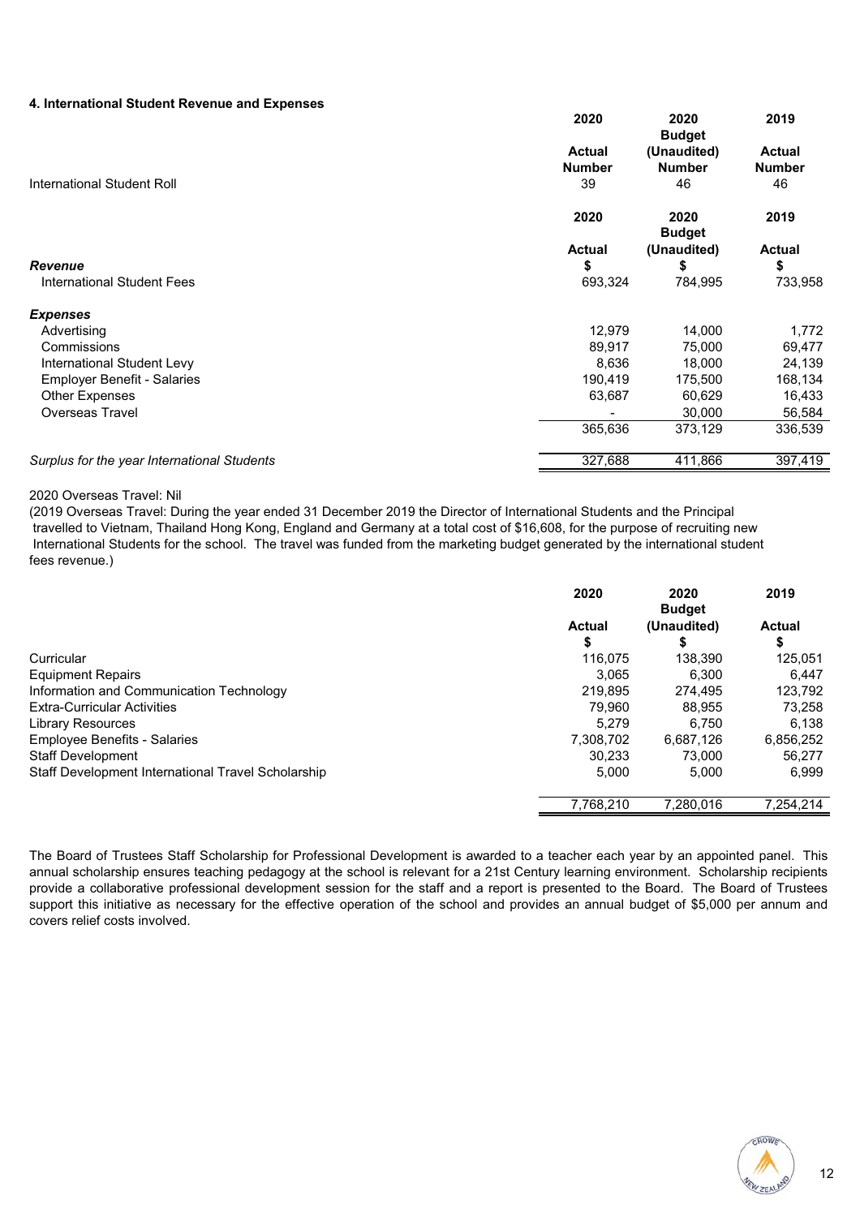#### 4. International Student Revenue and Expenses

| | 2020 Actual Number | 2020 Budget (Unaudited) Number | 2019 Actual Number |
|---|---|---|---|
| International Student Roll | 39 | 46 | 46 |

| | 2020 Actual $ | 2020 Budget (Unaudited) $ | 2019 Actual $ |
|---|---|---|---|
| ***Revenue*** | | | |
| International Student Fees | 693,324 | 784,995 | 733,958 |
| ***Expenses*** | | | |
| Advertising | 12,979 | 14,000 | 1,772 |
| Commissions | 89,917 | 75,000 | 69,477 |
| International Student Levy | 8,636 | 18,000 | 24,139 |
| Employer Benefit - Salaries | 190,419 | 175,500 | 168,134 |
| Other Expenses | 63,687 | 60,629 | 16,433 |
| Overseas Travel | - | 30,000 | 56,584 |
| | 365,636 | 373,129 | 336,539 |
| *Surplus for the year International Students* | 327,688 | 411,866 | 397,419 |

2020 Overseas Travel: Nil

(2019 Overseas Travel: During the year ended 31 December 2019 the Director of International Students and the Principal travelled to Vietnam, Thailand Hong Kong, England and Germany at a total cost of $16,608, for the purpose of recruiting new International Students for the school. The travel was funded from the marketing budget generated by the international student fees revenue.)

| | 2020 Actual $ | 2020 Budget (Unaudited) $ | 2019 Actual $ |
|---|---|---|---|
| Curricular | 116,075 | 138,390 | 125,051 |
| Equipment Repairs | 3,065 | 6,300 | 6,447 |
| Information and Communication Technology | 219,895 | 274,495 | 123,792 |
| Extra-Curricular Activities | 79,960 | 88,955 | 73,258 |
| Library Resources | 5,279 | 6,750 | 6,138 |
| Employee Benefits - Salaries | 7,308,702 | 6,687,126 | 6,856,252 |
| Staff Development | 30,233 | 73,000 | 56,277 |
| Staff Development International Travel Scholarship | 5,000 | 5,000 | 6,999 |
| | 7,768,210 | 7,280,016 | 7,254,214 |

The Board of Trustees Staff Scholarship for Professional Development is awarded to a teacher each year by an appointed panel. This annual scholarship ensures teaching pedagogy at the school is relevant for a 21st Century learning environment. Scholarship recipients provide a collaborative professional development session for the staff and a report is presented to the Board. The Board of Trustees support this initiative as necessary for the effective operation of the school and provides an annual budget of $5,000 per annum and covers relief costs involved.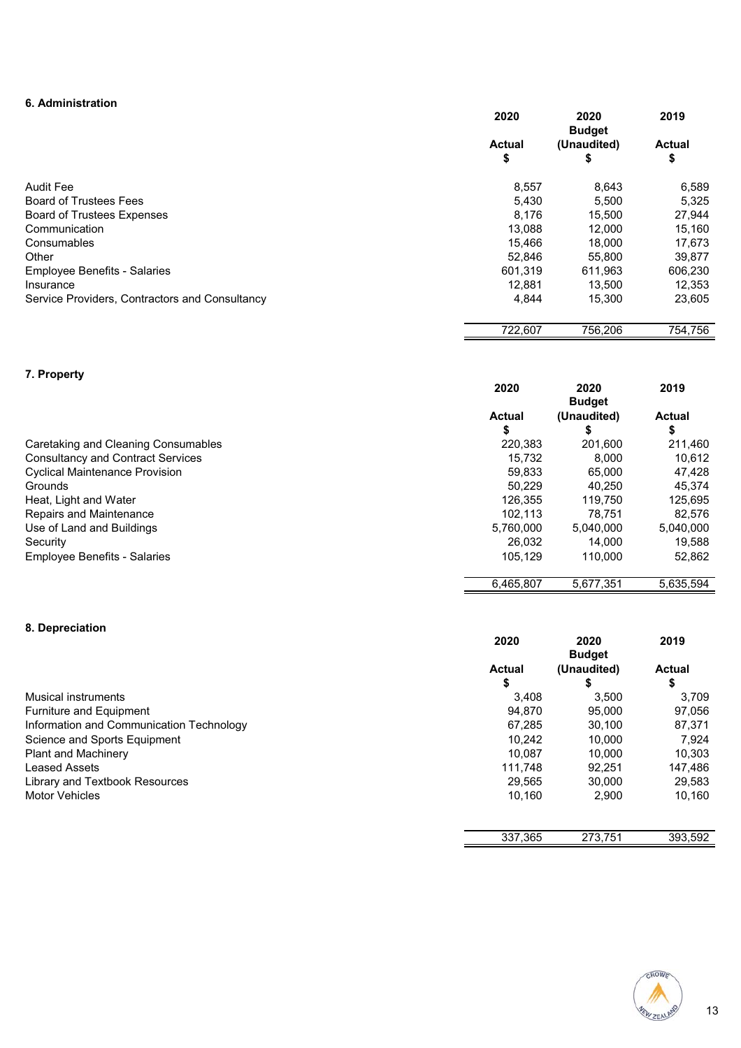### 6. Administration

| | 2020 Actual $ | 2020 Budget (Unaudited) $ | 2019 Actual $ |
|---|---|---|---|
| Audit Fee | 8,557 | 8,643 | 6,589 |
| Board of Trustees Fees | 5,430 | 5,500 | 5,325 |
| Board of Trustees Expenses | 8,176 | 15,500 | 27,944 |
| Communication | 13,088 | 12,000 | 15,160 |
| Consumables | 15,466 | 18,000 | 17,673 |
| Other | 52,846 | 55,800 | 39,877 |
| Employee Benefits - Salaries | 601,319 | 611,963 | 606,230 |
| Insurance | 12,881 | 13,500 | 12,353 |
| Service Providers, Contractors and Consultancy | 4,844 | 15,300 | 23,605 |
| | 722,607 | 756,206 | 754,756 |

### 7. Property

| | 2020 Actual $ | 2020 Budget (Unaudited) $ | 2019 Actual $ |
|---|---|---|---|
| Caretaking and Cleaning Consumables | 220,383 | 201,600 | 211,460 |
| Consultancy and Contract Services | 15,732 | 8,000 | 10,612 |
| Cyclical Maintenance Provision | 59,833 | 65,000 | 47,428 |
| Grounds | 50,229 | 40,250 | 45,374 |
| Heat, Light and Water | 126,355 | 119,750 | 125,695 |
| Repairs and Maintenance | 102,113 | 78,751 | 82,576 |
| Use of Land and Buildings | 5,760,000 | 5,040,000 | 5,040,000 |
| Security | 26,032 | 14,000 | 19,588 |
| Employee Benefits - Salaries | 105,129 | 110,000 | 52,862 |
| | 6,465,807 | 5,677,351 | 5,635,594 |

### 8. Depreciation

| | 2020 Actual $ | 2020 Budget (Unaudited) $ | 2019 Actual $ |
|---|---|---|---|
| Musical instruments | 3,408 | 3,500 | 3,709 |
| Furniture and Equipment | 94,870 | 95,000 | 97,056 |
| Information and Communication Technology | 67,285 | 30,100 | 87,371 |
| Science and Sports Equipment | 10,242 | 10,000 | 7,924 |
| Plant and Machinery | 10,087 | 10,000 | 10,303 |
| Leased Assets | 111,748 | 92,251 | 147,486 |
| Library and Textbook Resources | 29,565 | 30,000 | 29,583 |
| Motor Vehicles | 10,160 | 2,900 | 10,160 |
| | 337,365 | 273,751 | 393,592 |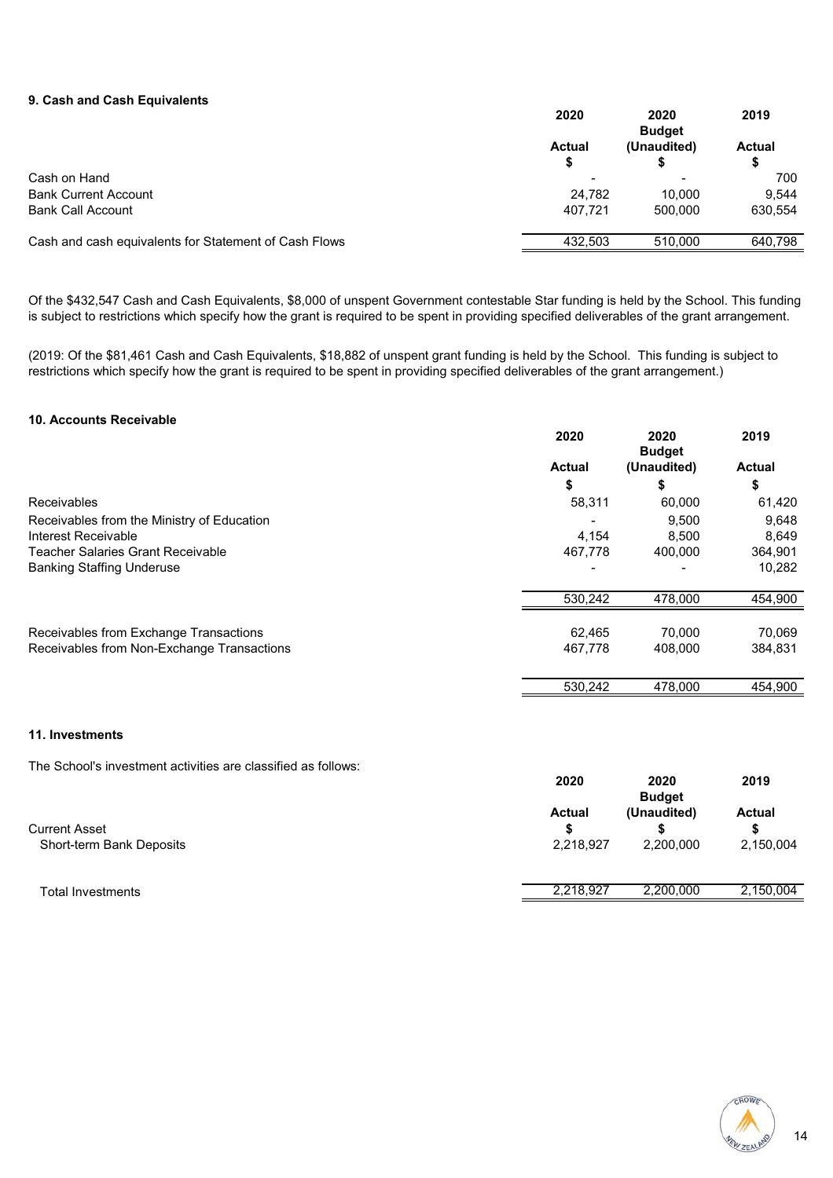### 9. Cash and Cash Equivalents

| | 2020 Actual $ | 2020 Budget (Unaudited) $ | 2019 Actual $ |
|---|---|---|---|
| Cash on Hand | - | - | 700 |
| Bank Current Account | 24,782 | 10,000 | 9,544 |
| Bank Call Account | 407,721 | 500,000 | 630,554 |
| Cash and cash equivalents for Statement of Cash Flows | 432,503 | 510,000 | 640,798 |

Of the $432,547 Cash and Cash Equivalents, $8,000 of unspent Government contestable Star funding is held by the School. This funding is subject to restrictions which specify how the grant is required to be spent in providing specified deliverables of the grant arrangement.

(2019: Of the $81,461 Cash and Cash Equivalents, $18,882 of unspent grant funding is held by the School. This funding is subject to restrictions which specify how the grant is required to be spent in providing specified deliverables of the grant arrangement.)

### 10. Accounts Receivable

| | 2020 Actual $ | 2020 Budget (Unaudited) $ | 2019 Actual $ |
|---|---|---|---|
| Receivables | 58,311 | 60,000 | 61,420 |
| Receivables from the Ministry of Education | - | 9,500 | 9,648 |
| Interest Receivable | 4,154 | 8,500 | 8,649 |
| Teacher Salaries Grant Receivable | 467,778 | 400,000 | 364,901 |
| Banking Staffing Underuse | - | - | 10,282 |
| | 530,242 | 478,000 | 454,900 |
| Receivables from Exchange Transactions | 62,465 | 70,000 | 70,069 |
| Receivables from Non-Exchange Transactions | 467,778 | 408,000 | 384,831 |
| | 530,242 | 478,000 | 454,900 |

### 11. Investments

The School's investment activities are classified as follows:

| | 2020 Actual $ | 2020 Budget (Unaudited) $ | 2019 Actual $ |
|---|---|---|---|
| Current Asset | | | |
| Short-term Bank Deposits | 2,218,927 | 2,200,000 | 2,150,004 |
| Total Investments | 2,218,927 | 2,200,000 | 2,150,004 |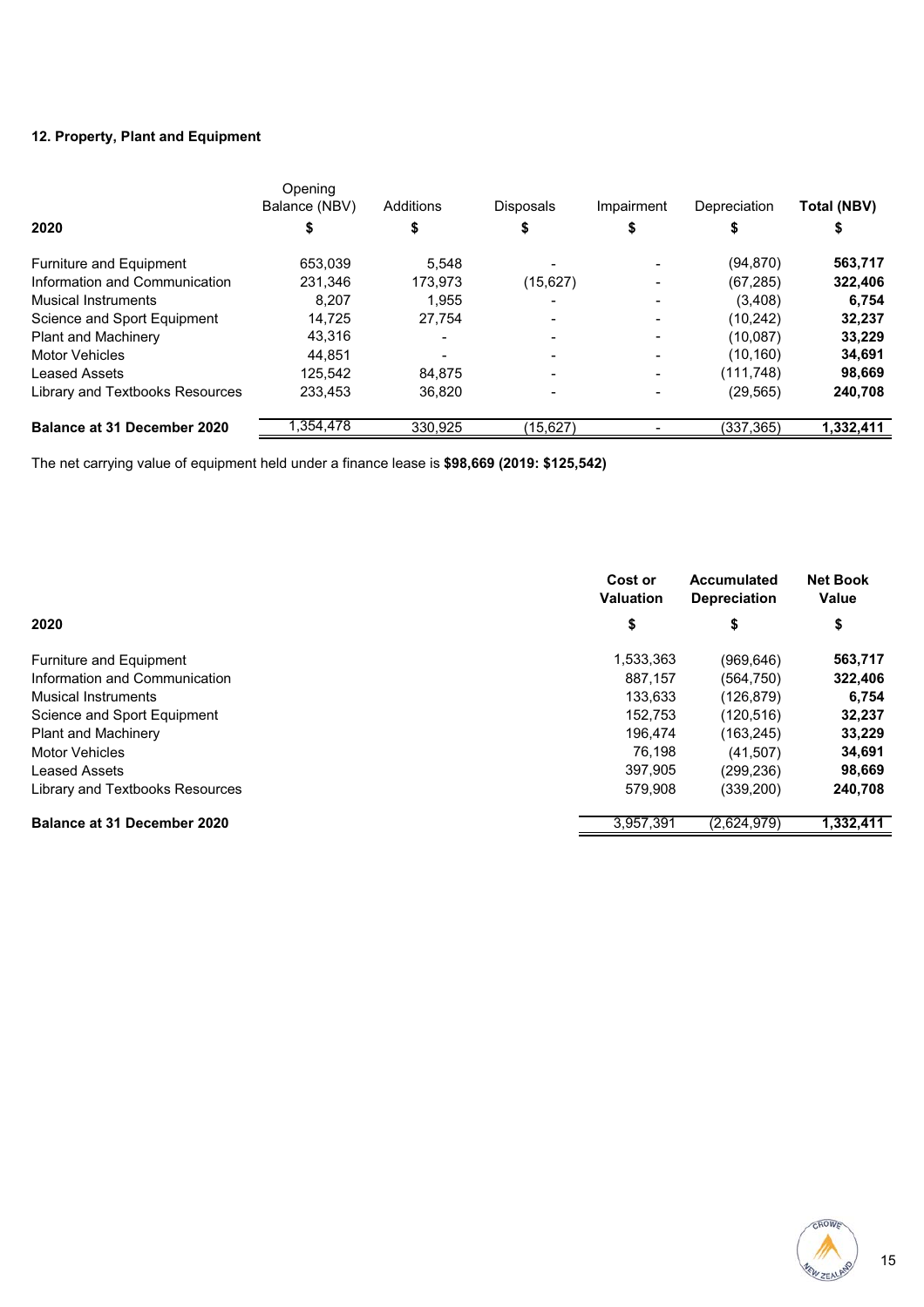### 12. Property, Plant and Equipment

| 2020 | Opening Balance (NBV) $ | Additions $ | Disposals $ | Impairment $ | Depreciation $ | Total (NBV) $ |
|---|---|---|---|---|---|---|
| Furniture and Equipment | 653,039 | 5,548 | - | - | (94,870) | **563,717** |
| Information and Communication | 231,346 | 173,973 | (15,627) | - | (67,285) | **322,406** |
| Musical Instruments | 8,207 | 1,955 | - | - | (3,408) | **6,754** |
| Science and Sport Equipment | 14,725 | 27,754 | - | - | (10,242) | **32,237** |
| Plant and Machinery | 43,316 | - | - | - | (10,087) | **33,229** |
| Motor Vehicles | 44,851 | - | - | - | (10,160) | **34,691** |
| Leased Assets | 125,542 | 84,875 | - | - | (111,748) | **98,669** |
| Library and Textbooks Resources | 233,453 | 36,820 | - | - | (29,565) | **240,708** |
| **Balance at 31 December 2020** | 1,354,478 | 330,925 | (15,627) | - | (337,365) | **1,332,411** |

The net carrying value of equipment held under a finance lease is **$98,669 (2019: $125,542)**

| 2020 | Cost or Valuation $ | Accumulated Depreciation $ | Net Book Value $ |
|---|---|---|---|
| Furniture and Equipment | 1,533,363 | (969,646) | **563,717** |
| Information and Communication | 887,157 | (564,750) | **322,406** |
| Musical Instruments | 133,633 | (126,879) | **6,754** |
| Science and Sport Equipment | 152,753 | (120,516) | **32,237** |
| Plant and Machinery | 196,474 | (163,245) | **33,229** |
| Motor Vehicles | 76,198 | (41,507) | **34,691** |
| Leased Assets | 397,905 | (299,236) | **98,669** |
| Library and Textbooks Resources | 579,908 | (339,200) | **240,708** |
| **Balance at 31 December 2020** | 3,957,391 | (2,624,979) | **1,332,411** |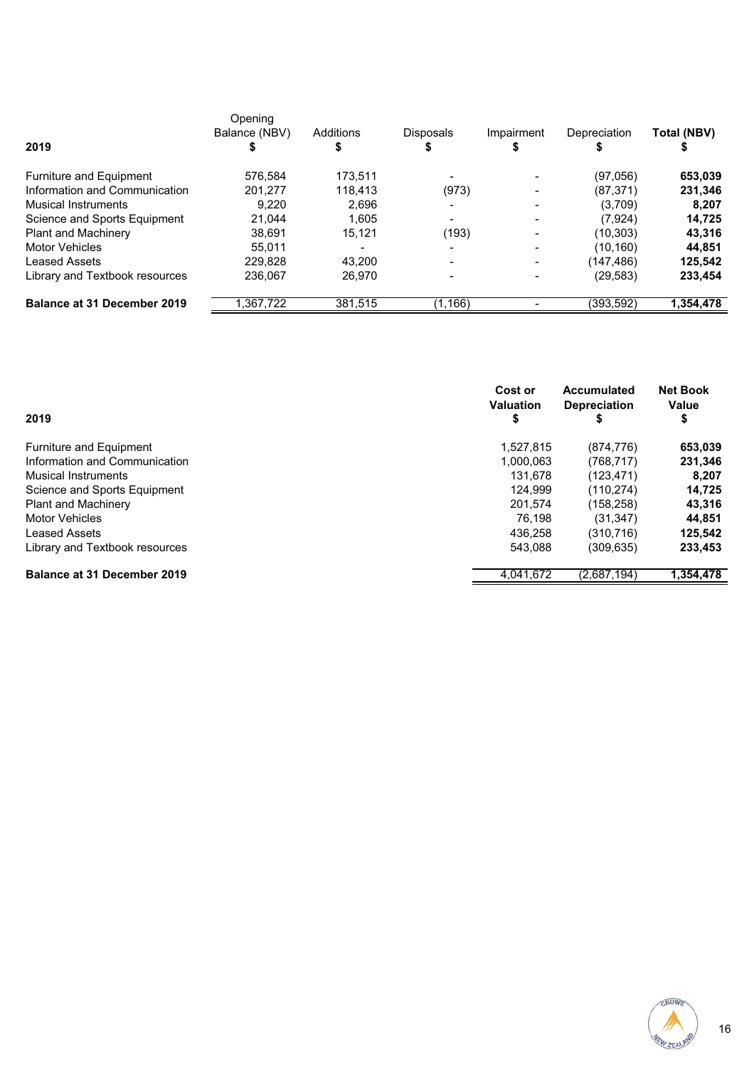| 2019 | Opening Balance (NBV) $ | Additions $ | Disposals $ | Impairment $ | Depreciation $ | **Total (NBV) $** |
|---|---|---|---|---|---|---|
| Furniture and Equipment | 576,584 | 173,511 | - | - | (97,056) | **653,039** |
| Information and Communication | 201,277 | 118,413 | (973) | - | (87,371) | **231,346** |
| Musical Instruments | 9,220 | 2,696 | - | - | (3,709) | **8,207** |
| Science and Sports Equipment | 21,044 | 1,605 | - | - | (7,924) | **14,725** |
| Plant and Machinery | 38,691 | 15,121 | (193) | - | (10,303) | **43,316** |
| Motor Vehicles | 55,011 | - | - | - | (10,160) | **44,851** |
| Leased Assets | 229,828 | 43,200 | - | - | (147,486) | **125,542** |
| Library and Textbook resources | 236,067 | 26,970 | - | - | (29,583) | **233,454** |
| **Balance at 31 December 2019** | 1,367,722 | 381,515 | (1,166) | - | (393,592) | **1,354,478** |

| 2019 | **Cost or Valuation $** | **Accumulated Depreciation $** | **Net Book Value $** |
|---|---|---|---|
| Furniture and Equipment | 1,527,815 | (874,776) | **653,039** |
| Information and Communication | 1,000,063 | (768,717) | **231,346** |
| Musical Instruments | 131,678 | (123,471) | **8,207** |
| Science and Sports Equipment | 124,999 | (110,274) | **14,725** |
| Plant and Machinery | 201,574 | (158,258) | **43,316** |
| Motor Vehicles | 76,198 | (31,347) | **44,851** |
| Leased Assets | 436,258 | (310,716) | **125,542** |
| Library and Textbook resources | 543,088 | (309,635) | **233,453** |
| **Balance at 31 December 2019** | 4,041,672 | (2,687,194) | **1,354,478** |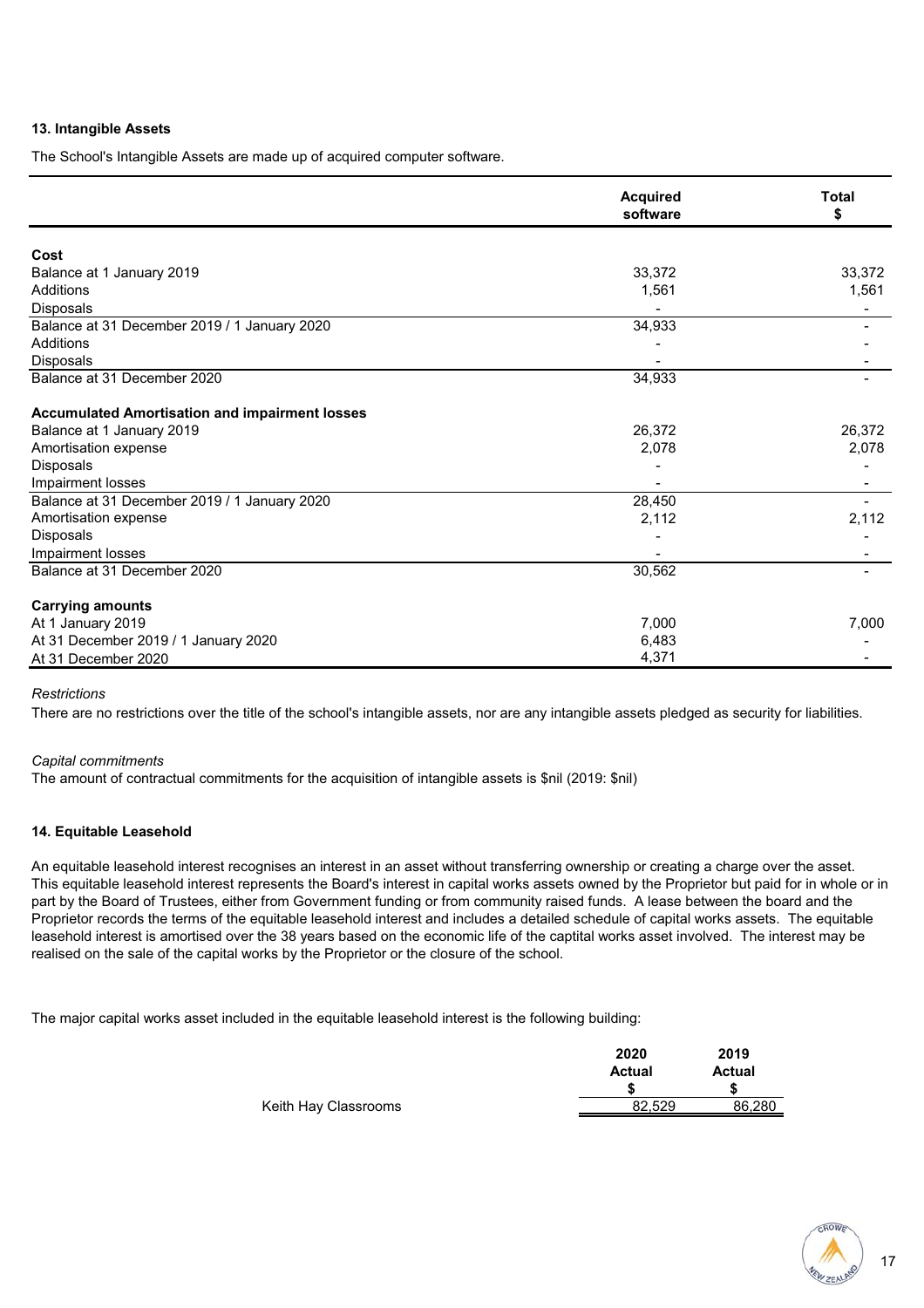### 13. Intangible Assets

The School's Intangible Assets are made up of acquired computer software.

| | Acquired software | Total $ |
|---|---|---|
| **Cost** | | |
| Balance at 1 January 2019 | 33,372 | 33,372 |
| Additions | 1,561 | 1,561 |
| Disposals | - | - |
| Balance at 31 December 2019 / 1 January 2020 | 34,933 | - |
| Additions | - | - |
| Disposals | - | - |
| Balance at 31 December 2020 | 34,933 | - |
| **Accumulated Amortisation and impairment losses** | | |
| Balance at 1 January 2019 | 26,372 | 26,372 |
| Amortisation expense | 2,078 | 2,078 |
| Disposals | - | - |
| Impairment losses | - | - |
| Balance at 31 December 2019 / 1 January 2020 | 28,450 | - |
| Amortisation expense | 2,112 | 2,112 |
| Disposals | - | - |
| Impairment losses | - | - |
| Balance at 31 December 2020 | 30,562 | - |
| **Carrying amounts** | | |
| At 1 January 2019 | 7,000 | 7,000 |
| At 31 December 2019 / 1 January 2020 | 6,483 | - |
| At 31 December 2020 | 4,371 | - |

*Restrictions*

There are no restrictions over the title of the school's intangible assets, nor are any intangible assets pledged as security for liabilities.

*Capital commitments*

The amount of contractual commitments for the acquisition of intangible assets is $nil (2019: $nil)

### 14. Equitable Leasehold

An equitable leasehold interest recognises an interest in an asset without transferring ownership or creating a charge over the asset. This equitable leasehold interest represents the Board's interest in capital works assets owned by the Proprietor but paid for in whole or in part by the Board of Trustees, either from Government funding or from community raised funds. A lease between the board and the Proprietor records the terms of the equitable leasehold interest and includes a detailed schedule of capital works assets. The equitable leasehold interest is amortised over the 38 years based on the economic life of the captital works asset involved. The interest may be realised on the sale of the capital works by the Proprietor or the closure of the school.

The major capital works asset included in the equitable leasehold interest is the following building:

| | 2020 Actual $ | 2019 Actual $ |
|---|---|---|
| Keith Hay Classrooms | 82,529 | 86,280 |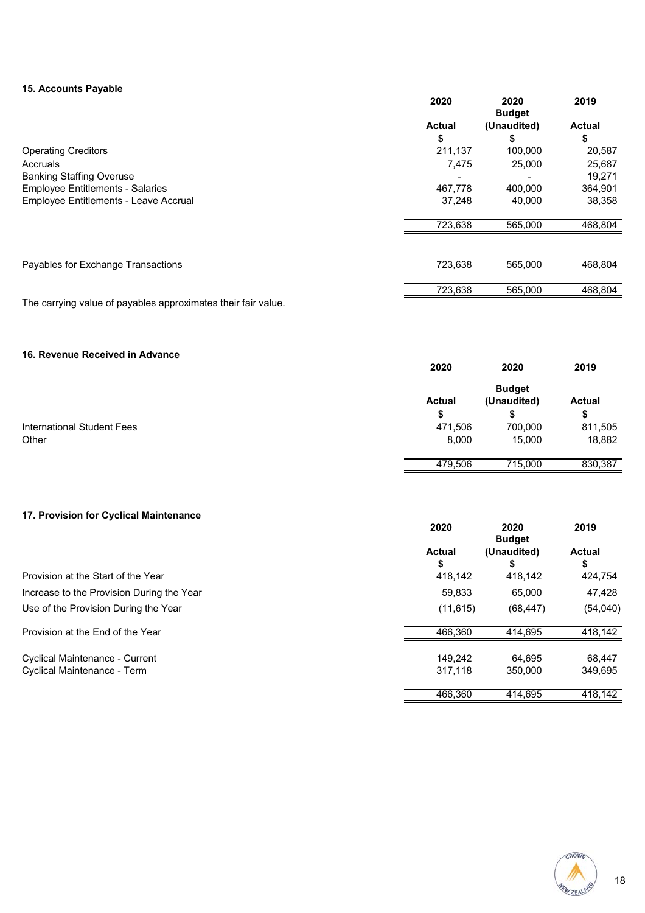### 15. Accounts Payable

| | 2020 Actual $ | 2020 Budget (Unaudited) $ | 2019 Actual $ |
|---|---|---|---|
| Operating Creditors | 211,137 | 100,000 | 20,587 |
| Accruals | 7,475 | 25,000 | 25,687 |
| Banking Staffing Overuse | - | - | 19,271 |
| Employee Entitlements - Salaries | 467,778 | 400,000 | 364,901 |
| Employee Entitlements - Leave Accrual | 37,248 | 40,000 | 38,358 |
| | 723,638 | 565,000 | 468,804 |
| Payables for Exchange Transactions | 723,638 | 565,000 | 468,804 |
| | 723,638 | 565,000 | 468,804 |

The carrying value of payables approximates their fair value.

### 16. Revenue Received in Advance

| | 2020 Actual $ | 2020 Budget (Unaudited) $ | 2019 Actual $ |
|---|---|---|---|
| International Student Fees | 471,506 | 700,000 | 811,505 |
| Other | 8,000 | 15,000 | 18,882 |
| | 479,506 | 715,000 | 830,387 |

### 17. Provision for Cyclical Maintenance

| | 2020 Actual $ | 2020 Budget (Unaudited) $ | 2019 Actual $ |
|---|---|---|---|
| Provision at the Start of the Year | 418,142 | 418,142 | 424,754 |
| Increase to the Provision During the Year | 59,833 | 65,000 | 47,428 |
| Use of the Provision During the Year | (11,615) | (68,447) | (54,040) |
| Provision at the End of the Year | 466,360 | 414,695 | 418,142 |
| Cyclical Maintenance - Current | 149,242 | 64,695 | 68,447 |
| Cyclical Maintenance - Term | 317,118 | 350,000 | 349,695 |
| | 466,360 | 414,695 | 418,142 |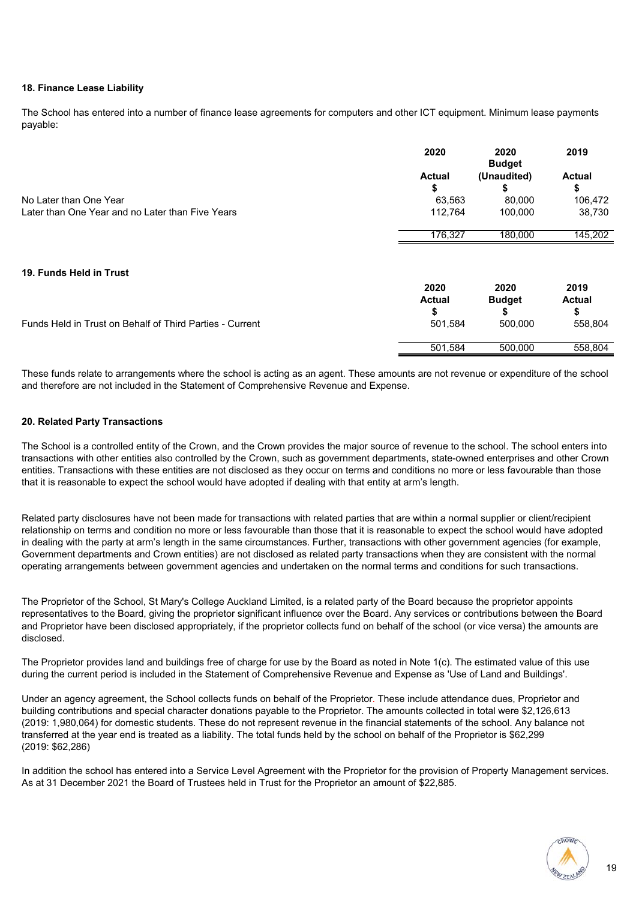**18. Finance Lease Liability**

The School has entered into a number of finance lease agreements for computers and other ICT equipment. Minimum lease payments payable:

| | 2020<br>Actual<br>$ | 2020<br>Budget<br>(Unaudited)<br>$ | 2019<br>Actual<br>$ |
|---|---|---|---|
| No Later than One Year | 63,563 | 80,000 | 106,472 |
| Later than One Year and no Later than Five Years | 112,764 | 100,000 | 38,730 |
| | 176,327 | 180,000 | 145,202 |

**19. Funds Held in Trust**

| | 2020<br>Actual<br>$ | 2020<br>Budget<br>$ | 2019<br>Actual<br>$ |
|---|---|---|---|
| Funds Held in Trust on Behalf of Third Parties - Current | 501,584 | 500,000 | 558,804 |
| | 501,584 | 500,000 | 558,804 |

These funds relate to arrangements where the school is acting as an agent. These amounts are not revenue or expenditure of the school and therefore are not included in the Statement of Comprehensive Revenue and Expense.

**20. Related Party Transactions**

The School is a controlled entity of the Crown, and the Crown provides the major source of revenue to the school. The school enters into transactions with other entities also controlled by the Crown, such as government departments, state-owned enterprises and other Crown entities. Transactions with these entities are not disclosed as they occur on terms and conditions no more or less favourable than those that it is reasonable to expect the school would have adopted if dealing with that entity at arm's length.

Related party disclosures have not been made for transactions with related parties that are within a normal supplier or client/recipient relationship on terms and condition no more or less favourable than those that it is reasonable to expect the school would have adopted in dealing with the party at arm's length in the same circumstances. Further, transactions with other government agencies (for example, Government departments and Crown entities) are not disclosed as related party transactions when they are consistent with the normal operating arrangements between government agencies and undertaken on the normal terms and conditions for such transactions.

The Proprietor of the School, St Mary's College Auckland Limited, is a related party of the Board because the proprietor appoints representatives to the Board, giving the proprietor significant influence over the Board. Any services or contributions between the Board and Proprietor have been disclosed appropriately, if the proprietor collects fund on behalf of the school (or vice versa) the amounts are disclosed.

The Proprietor provides land and buildings free of charge for use by the Board as noted in Note 1(c). The estimated value of this use during the current period is included in the Statement of Comprehensive Revenue and Expense as 'Use of Land and Buildings'.

Under an agency agreement, the School collects funds on behalf of the Proprietor. These include attendance dues, Proprietor and building contributions and special character donations payable to the Proprietor. The amounts collected in total were $2,126,613 (2019: 1,980,064) for domestic students. These do not represent revenue in the financial statements of the school. Any balance not transferred at the year end is treated as a liability. The total funds held by the school on behalf of the Proprietor is $62,299 (2019: $62,286)

In addition the school has entered into a Service Level Agreement with the Proprietor for the provision of Property Management services. As at 31 December 2021 the Board of Trustees held in Trust for the Proprietor an amount of $22,885.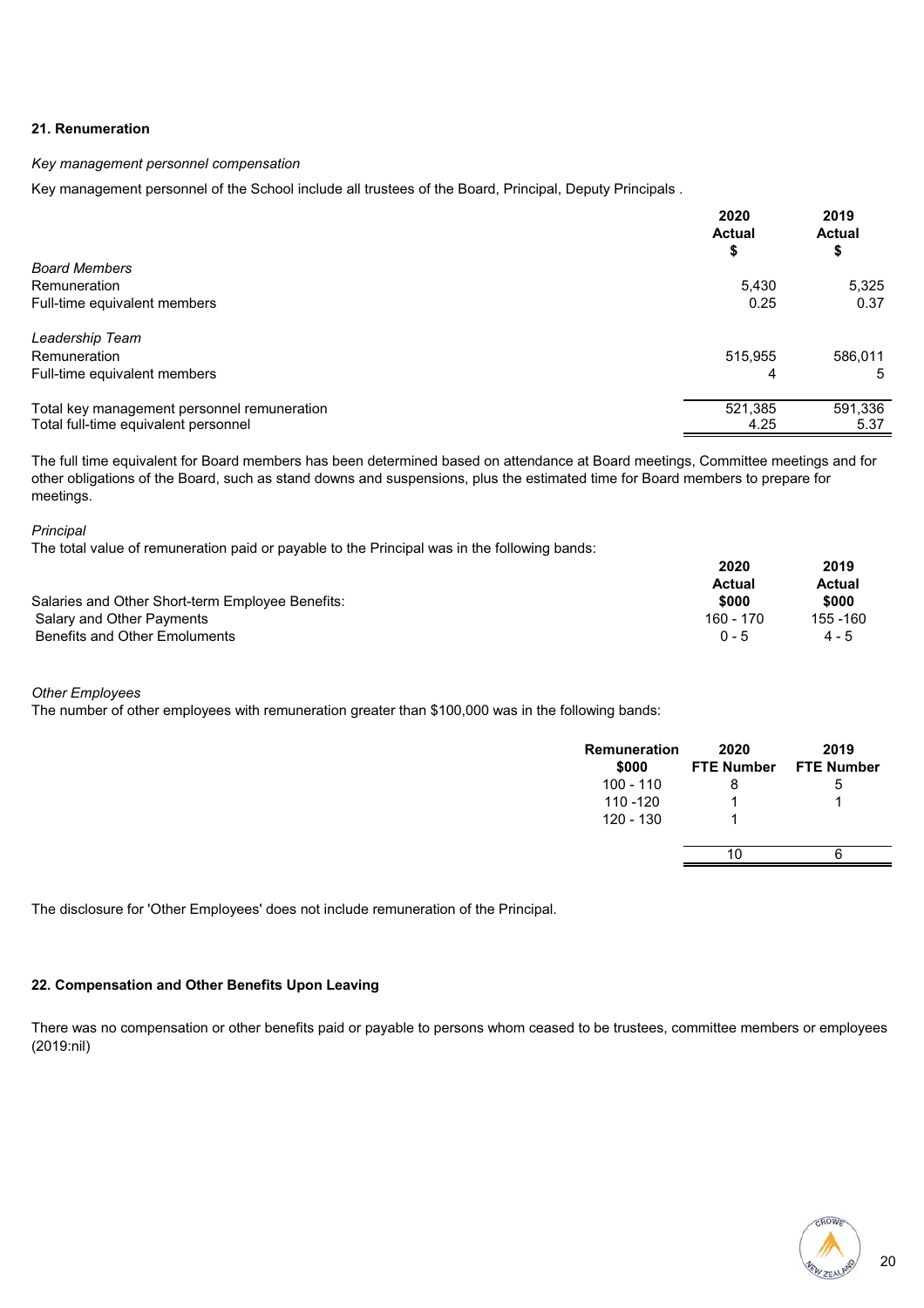## 21. Renumeration

*Key management personnel compensation*

Key management personnel of the School include all trustees of the Board, Principal, Deputy Principals .

| | 2020 Actual $ | 2019 Actual $ |
|---|---|---|
| *Board Members* | | |
| Remuneration | 5,430 | 5,325 |
| Full-time equivalent members | 0.25 | 0.37 |
| *Leadership Team* | | |
| Remuneration | 515,955 | 586,011 |
| Full-time equivalent members | 4 | 5 |
| Total key management personnel remuneration | 521,385 | 591,336 |
| Total full-time equivalent personnel | 4.25 | 5.37 |

The full time equivalent for Board members has been determined based on attendance at Board meetings, Committee meetings and for other obligations of the Board, such as stand downs and suspensions, plus the estimated time for Board members to prepare for meetings.

*Principal*

The total value of remuneration paid or payable to the Principal was in the following bands:

| | 2020 Actual $000 | 2019 Actual $000 |
|---|---|---|
| Salaries and Other Short-term Employee Benefits: | | |
| Salary and Other Payments | 160 - 170 | 155 -160 |
| Benefits and Other Emoluments | 0 - 5 | 4 - 5 |

*Other Employees*

The number of other employees with remuneration greater than $100,000 was in the following bands:

| Remuneration $000 | 2020 FTE Number | 2019 FTE Number |
|---|---|---|
| 100 - 110 | 8 | 5 |
| 110 -120 | 1 | 1 |
| 120 - 130 | 1 | |
| | 10 | 6 |

The disclosure for 'Other Employees' does not include remuneration of the Principal.

## 22. Compensation and Other Benefits Upon Leaving

There was no compensation or other benefits paid or payable to persons whom ceased to be trustees, committee members or employees (2019:nil)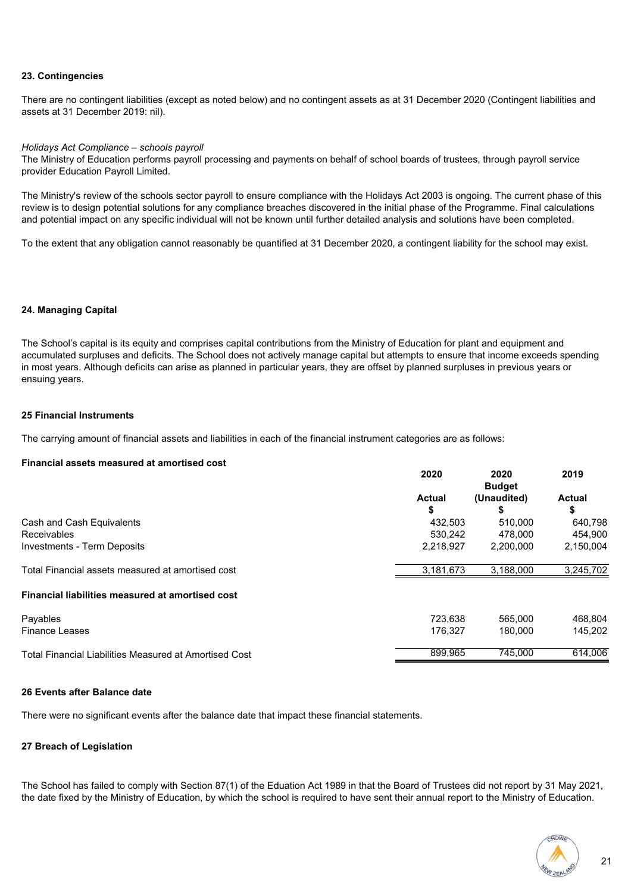## 23. Contingencies

There are no contingent liabilities (except as noted below) and no contingent assets as at 31 December 2020 (Contingent liabilities and assets at 31 December 2019: nil).

*Holidays Act Compliance – schools payroll*

The Ministry of Education performs payroll processing and payments on behalf of school boards of trustees, through payroll service provider Education Payroll Limited.

The Ministry's review of the schools sector payroll to ensure compliance with the Holidays Act 2003 is ongoing. The current phase of this review is to design potential solutions for any compliance breaches discovered in the initial phase of the Programme. Final calculations and potential impact on any specific individual will not be known until further detailed analysis and solutions have been completed.

To the extent that any obligation cannot reasonably be quantified at 31 December 2020, a contingent liability for the school may exist.

## 24. Managing Capital

The School's capital is its equity and comprises capital contributions from the Ministry of Education for plant and equipment and accumulated surpluses and deficits. The School does not actively manage capital but attempts to ensure that income exceeds spending in most years. Although deficits can arise as planned in particular years, they are offset by planned surpluses in previous years or ensuing years.

## 25 Financial Instruments

The carrying amount of financial assets and liabilities in each of the financial instrument categories are as follows:

| **Financial assets measured at amortised cost** | **2020 Actual $** | **2020 Budget (Unaudited) $** | **2019 Actual $** |
|---|---|---|---|
| Cash and Cash Equivalents | 432,503 | 510,000 | 640,798 |
| Receivables | 530,242 | 478,000 | 454,900 |
| Investments - Term Deposits | 2,218,927 | 2,200,000 | 2,150,004 |
| Total Financial assets measured at amortised cost | 3,181,673 | 3,188,000 | 3,245,702 |
| **Financial liabilities measured at amortised cost** | | | |
| Payables | 723,638 | 565,000 | 468,804 |
| Finance Leases | 176,327 | 180,000 | 145,202 |
| Total Financial Liabilities Measured at Amortised Cost | 899,965 | 745,000 | 614,006 |

## 26 Events after Balance date

There were no significant events after the balance date that impact these financial statements.

## 27 Breach of Legislation

The School has failed to comply with Section 87(1) of the Eduation Act 1989 in that the Board of Trustees did not report by 31 May 2021, the date fixed by the Ministry of Education, by which the school is required to have sent their annual report to the Ministry of Education.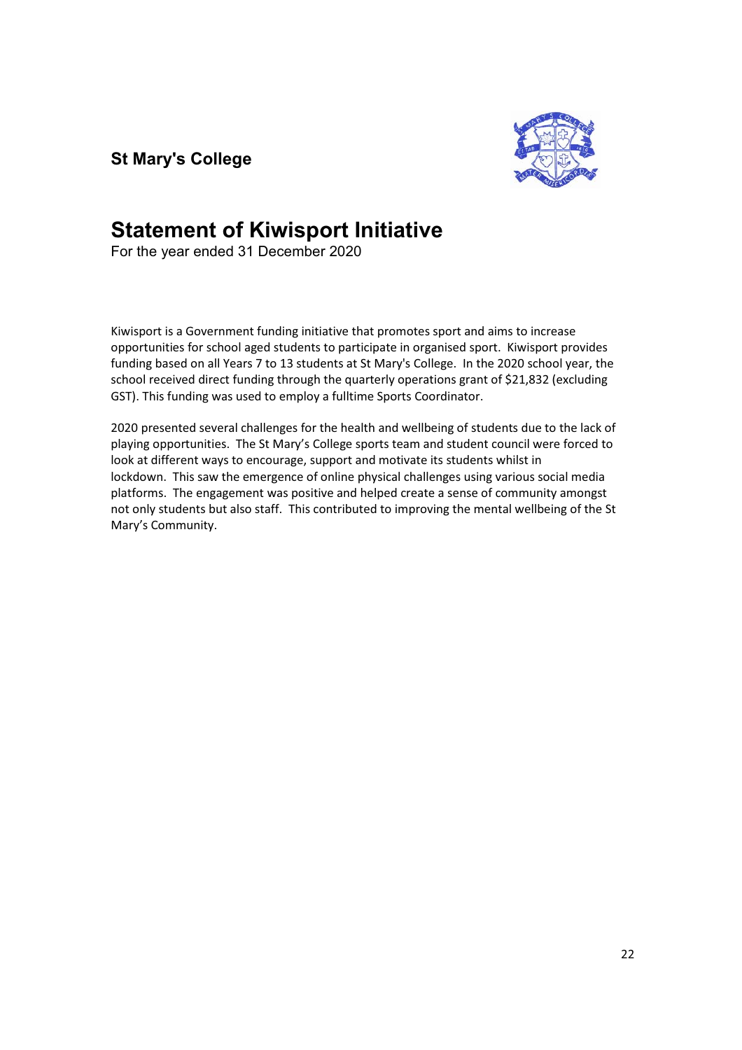**St Mary's College**

# Statement of Kiwisport Initiative

For the year ended 31 December 2020

Kiwisport is a Government funding initiative that promotes sport and aims to increase opportunities for school aged students to participate in organised sport. Kiwisport provides funding based on all Years 7 to 13 students at St Mary's College. In the 2020 school year, the school received direct funding through the quarterly operations grant of $21,832 (excluding GST). This funding was used to employ a fulltime Sports Coordinator.

2020 presented several challenges for the health and wellbeing of students due to the lack of playing opportunities. The St Mary's College sports team and student council were forced to look at different ways to encourage, support and motivate its students whilst in lockdown. This saw the emergence of online physical challenges using various social media platforms. The engagement was positive and helped create a sense of community amongst not only students but also staff. This contributed to improving the mental wellbeing of the St Mary's Community.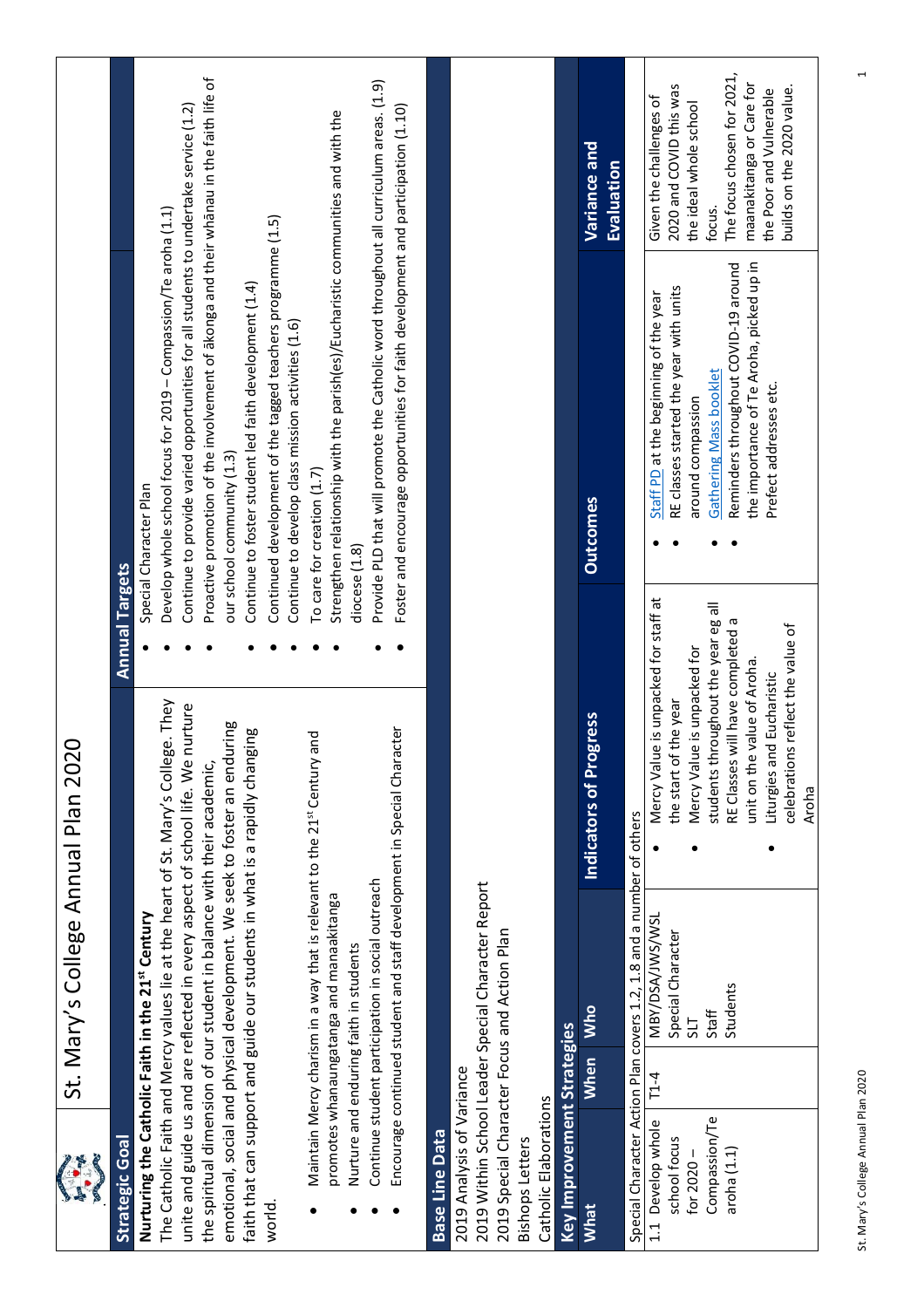# St. Mary's College Annual Plan 2020

| Strategic Goal | Annual Targets |
|---|---|
| **Nurturing the Catholic Faith in the 21st Century**<br>The Catholic Faith and Mercy values lie at the heart of St. Mary's College. They unite and guide us and are reflected in every aspect of school life. We nurture the spiritual dimension of our student in balance with their academic, emotional, social and physical development. We seek to foster an enduring faith that can support and guide our students in what is a rapidly changing world.<br>• Maintain Mercy charism in a way that is relevant to the 21st Century and promotes whanaungatanga and manaakitanga<br>• Nurture and enduring faith in students<br>• Continue student participation in social outreach<br>• Encourage continued student and staff development in Special Character | • Special Character Plan<br>• Develop whole school focus for 2019 – Compassion/Te aroha (1.1)<br>• Continue to provide varied opportunities for all students to undertake service (1.2)<br>• Proactive promotion of the involvement of ākonga and their whānau in the faith life of our school community (1.3)<br>• Continue to foster student led faith development (1.4)<br>• Continued development of the tagged teachers programme (1.5)<br>• Continue to develop class mission activities (1.6)<br>• To care for creation (1.7)<br>• Strengthen the relationship with the parish(es)/Eucharistic communities and with the diocese (1.8)<br>• Provide PLD that will promote the Catholic word throughout all curriculum areas. (1.9)<br>• Foster and encourage opportunities for faith development and participation (1.10) |

## Base Line Data

2019 Analysis of Variance
2019 Within School Leader Special Character Report
2019 Special Character Focus and Action Plan
Bishops Letters
Catholic Elaborations

## Key Improvement Strategies

| What | When | Who | Indicators of Progress | Outcomes | Variance and Evaluation |
|---|---|---|---|---|---|
| Special Character Action Plan covers 1.2, 1.8 and a number of others | | | | | |
| 1.1 Develop whole school focus for 2020 – Compassion/Te aroha (1.1) | T1-4 | MBY/DSA/JWS/WSL<br>Special Character<br>SLT<br>Staff<br>Students | • Mercy Value is unpacked for staff at the start of the year<br>• Mercy Value is unpacked for students throughout the year eg all RE Classes will have completed a unit on the value of Aroha.<br>• Liturgies and Eucharistic celebrations reflect the value of Aroha | • Staff PD at the beginning of the year<br>• RE classes started the year with units around compassion<br>• Gathering Mass booklet<br>• Reminders throughout COVID-19 around the importance of Te Aroha, picked up in Prefect addresses etc. | Given the challenges of 2020 and COVID this was the ideal whole school focus.<br>The focus chosen for 2021, maanakitanga or Care for the Poor and Vulnerable builds on the 2020 value. |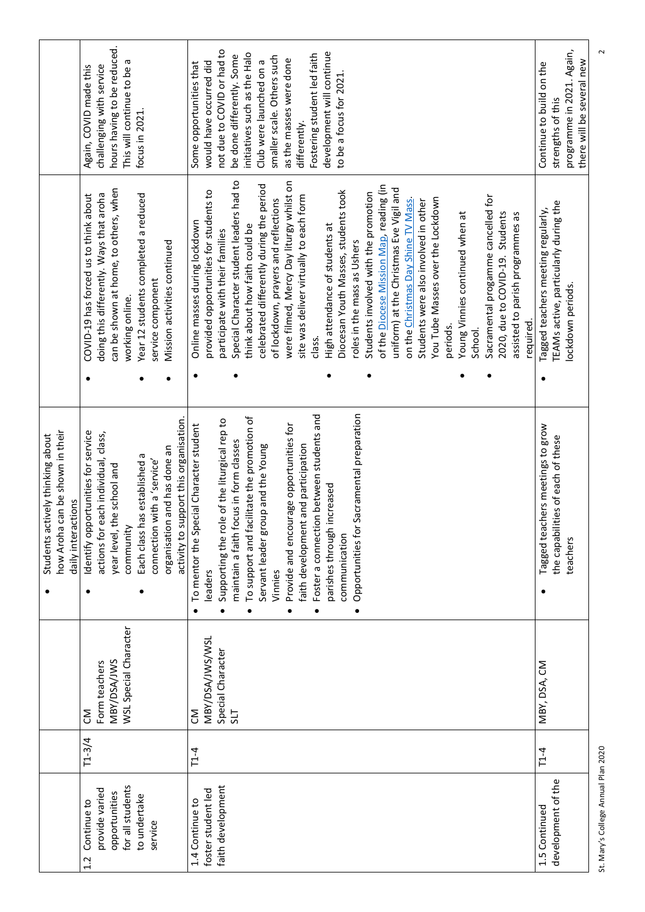| | | | | | |
|---|---|---|---|---|---|
| | | | • Students actively thinking about how Aroha can be shown in their daily interactions | | |
| 1.2 Continue to provide varied opportunities for all students to undertake service | T1-3/4 | CM<br>Form teachers<br>MBY/DSA/JWS<br>WSL Special Character | • Identify opportunities for service actions for each individual, class, year level, the school and community<br>• Each class has established a connection with a 'service' organisation and has done an activity to support this organisation. | • COVID-19 has forced us to think about doing this differently. Ways that aroha can be shown at home, to others, when working online.<br>• Year 12 students completed a reduced service component<br>• Mission activities continued | Again, COVID made this challenging with service hours having to be reduced. This will continue to be a focus in 2021. |
| 1.4 Continue to foster student led faith development | T1-4 | CM<br>MBY/DSA/JWS/WSL<br>Special Character<br>SLT | • To mentor the Special Character student leaders<br>• Supporting the role of the liturgical rep to maintain a faith focus in form classes<br>• To support and facilitate the promotion of Servant leader group and the Young Vinnies<br>• Provide and encourage opportunities for faith development and participation<br>• Foster a connection between students and parishes through increased communication<br>• Opportunities for Sacramental preparation | • Online masses during lockdown provided opportunities for students to participate with their families<br>• Special Character student leaders had to think about how faith could be celebrated differently during the period of lockdown, prayers and reflections were filmed, Mercy Day liturgy whilst on site was deliver virtually to each form class.<br>• High attendance of students at Diocesan Youth Masses, students took roles in the mass as Ushers<br>• Students involved with the promotion of the Diocese Mission Map, reading (in uniform) at the Christmas Eve Vigil and on the Christmas Day Shine TV Mass. Students were also involved in other You Tube Masses over the Lockdown periods.<br>• Young Vinnies continued when at School.<br>• Sacramental progamme cancelled for 2020, due to COVID-19. Students assisted to parish programmes as required. | Some opportunities that would have occurred did not due to COVID or had to be done differently. Some initiatives such as the Halo Club were launched on a smaller scale. Others such as the masses were done differently.<br>Fostering student led faith development will continue to be a focus for 2021. |
| 1.5 Continued development of the | T1-4 | MBY, DSA, CM | • Tagged teachers meetings to grow the capabilities of each of these teachers | • Tagged teachers meeting regularly, TEAMs active, particularly during the lockdown periods. | Continue to build on the strengths of this programme in 2021. Again, there will be several new |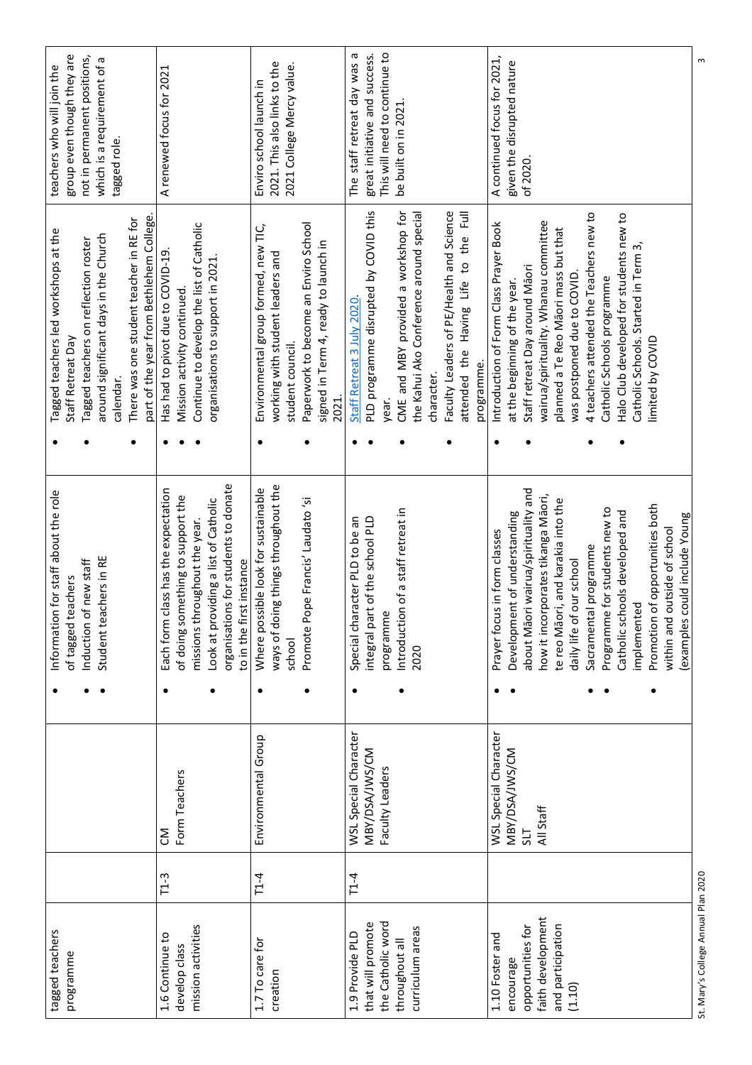| | | | | | |
|---|---|---|---|---|---|
| tagged teachers programme | | | • Information for staff about the role of tagged teachers<br>• Induction of new staff<br>• Student teachers in RE | • Tagged teachers led workshops at the Staff Retreat Day<br>• Tagged teachers on reflection roster around significant days in the Church calendar.<br>• There was one student teacher in RE for part of the year from Bethlehem College. | teachers who will join the group even though they are not in permanent positions, which is a requirement of a tagged role. |
| 1.6 Continue to develop class mission activities | T1-3 | CM<br>Form Teachers | • Each form class has the expectation of doing something to support the missions throughout the year.<br>• Look at providing a list of Catholic organisations for students to donate to in the first instance | • Has had to pivot due to COVID-19.<br>• Mission activity continued.<br>• Continue to develop the list of Catholic organisations to support in 2021. | A renewed focus for 2021 |
| 1.7 To care for creation | T1-4 | Environmental Group | • Where possible look for sustainable ways of doing things throughout the school<br>• Promote Pope Francis' Laudato 'si | • Environmental group formed, new TIC, working with student leaders and student council.<br>• Paperwork to become an Enviro School signed in Term 4, ready to launch in 2021. | Enviro school launch in 2021. This also links to the 2021 College Mercy value. |
| 1.9 Provide PLD that will promote the Catholic word throughout all curriculum areas | T1-4 | WSL Special Character<br>MBY/DSA/JWS/CM<br>Faculty Leaders | • Special character PLD to be an integral part of the school PLD programme<br>• Introduction of a staff retreat in 2020 | • Staff Retreat 3 July 2020.<br>• PLD programme disrupted by COVID this year.<br>• CME and MBY provided a workshop for the Kahui Ako Conference around special character.<br>• Faculty Leaders of PE/Health and Science attended the Having Life to the Full programme. | The staff retreat day was a great initiative and success. This will need to continue to be built on in 2021. |
| 1.10 Foster and encourage opportunities for faith development and participation (1.10) | | WSL Special Character<br>MBY/DSA/JWS/CM<br>SLT<br>All Staff | • Prayer focus in form classes<br>• Development of understanding about Māori wairua/spirituality and how it incorporates tikanga Māori, te reo Māori, and karakia into the daily life of our school<br>• Sacramental programme<br>• Programme for students new to Catholic schools developed and implemented<br>• Promotion of opportunities both within and outside of school (examples could include Young | • Introduction of Form Class Prayer Book at the beginning of the year.<br>• Staff retreat Day around Māori wairua/spirituality. Whanau committee planned a Te Reo Māori mass but that was postponed due to COVID.<br>• 4 teachers attended the Teachers new to Catholic Schools programme<br>• Halo Club developed for students new to Catholic Schools. Started in Term 3, limited by COVID | A continued focus for 2021, given the disrupted nature of 2020. |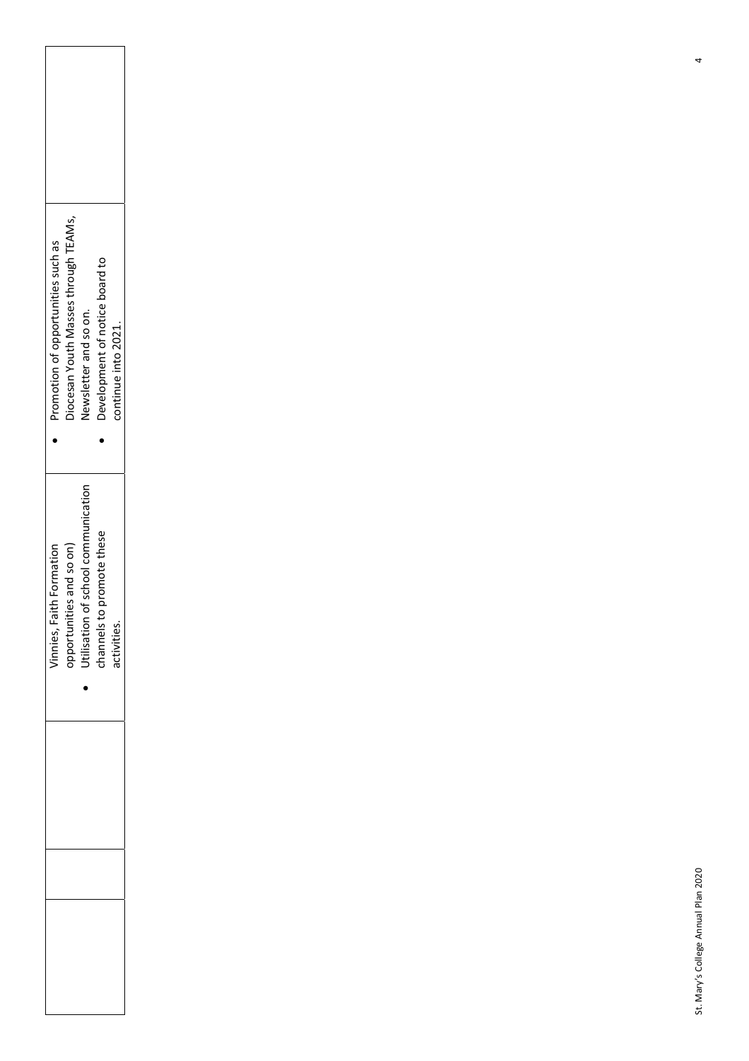| | | | | | |
|---|---|---|---|---|---|
| | | | Vinnies, Faith Formation opportunities and so on)<br>• Utilisation of school communication channels to promote these activities. | • Promotion of opportunities such as Diocesan Youth Masses through TEAMs, Newsletter and so on.<br>• Development of notice board to continue into 2021. | |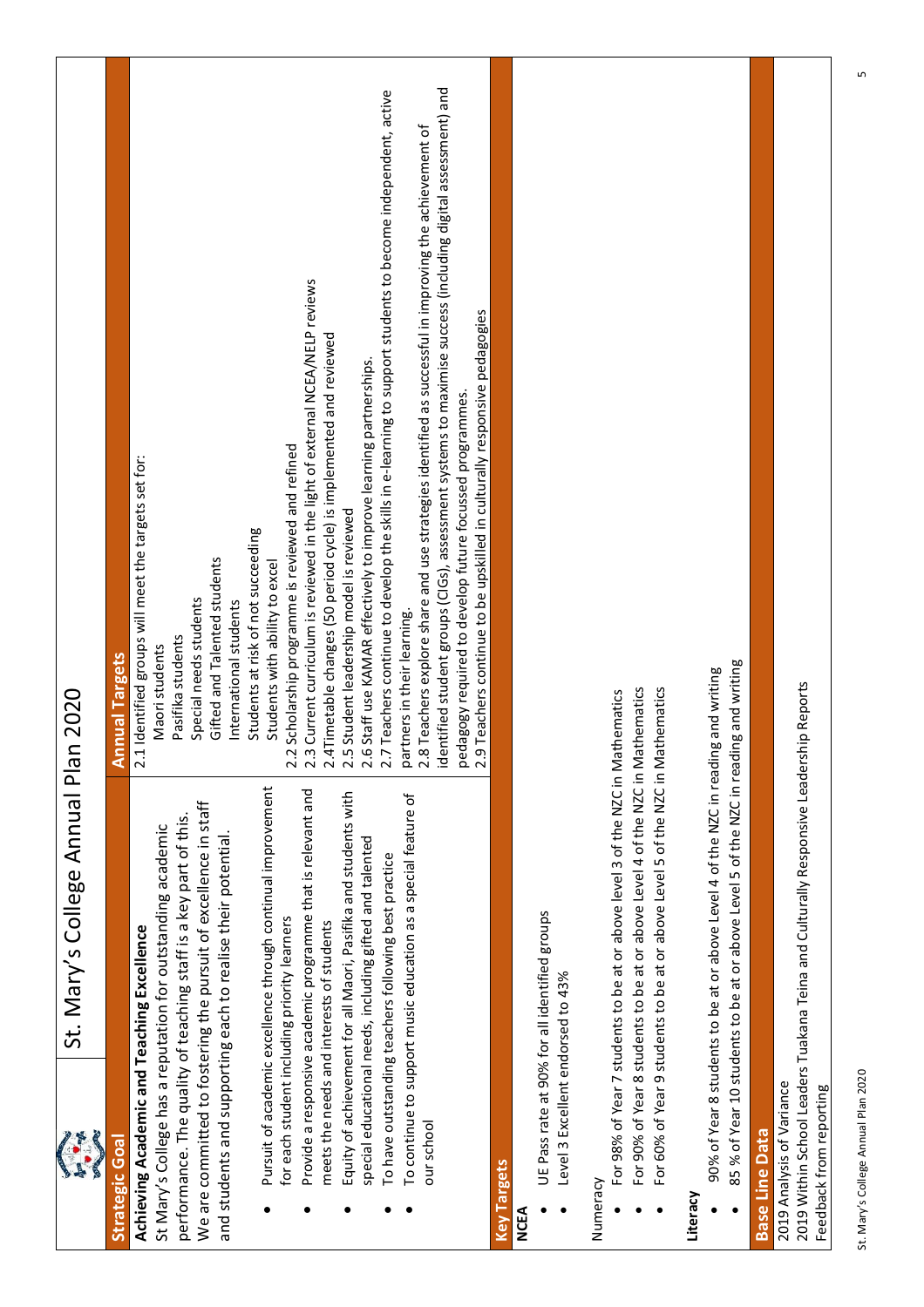# St. Mary's College Annual Plan 2020

| Strategic Goal | Annual Targets |
|---|---|
| **Achieving Academic and Teaching Excellence**<br>St Mary's College has a reputation for outstanding academic performance. The quality of teaching staff is a key part of this. We are committed to fostering the pursuit of excellence in staff and students and supporting each to realise their potential.<br>• Pursuit of academic excellence through continual improvement for each student including priority learners<br>• Provide a responsive academic programme that is relevant and meets the needs and interests of students<br>• Equity of achievement for all Maori, Pasifika and students with special educational needs, including gifted and talented<br>• To have outstanding teachers following best practice<br>• To continue to support music education as a special feature of our school | 2.1 Identified groups will meet the targets set for:<br>Maori students<br>Pasifika students<br>Special needs students<br>Gifted and Talented students<br>International students<br>Students at risk of not succeeding<br>Students with ability to excel<br>2.2 Scholarship programme is reviewed and refined<br>2.3 Current curriculum is reviewed in the light of external NCEA/NELP reviews<br>2.4Timetable changes (50 period cycle) is implemented and reviewed<br>2.5 Student leadership model is reviewed<br>2.6 Staff use KAMAR effectively to improve learning partnerships.<br>2.7 Teachers continue to develop the skills in e-learning to support students to become independent, active partners in their learning.<br>2.8 Teachers explore share and use strategies identified as successful in improving the achievement of identified student groups (CIGs), assessment systems to maximise success (including digital assessment) and pedagogy required to develop future focussed programmes.<br>2.9 Teachers continue to be upskilled in culturally responsive pedagogies |

## Key Targets

**NCEA**

- UE Pass rate at 90% for all identified groups
- Level 3 Excellent endorsed to 43%

Numeracy

- For 98% of Year 7 students to be at or above level 3 of the NZC in Mathematics
- For 90% of Year 8 students to be at or above Level 4 of the NZC in Mathematics
- For 60% of Year 9 students to be at or above Level 5 of the NZC in Mathematics

**Literacy**

- 90% of Year 8 students to be at or above Level 4 of the NZC in reading and writing
- 85 % of Year 10 students to be at or above Level 5 of the NZC in reading and writing

## Base Line Data

2019 Analysis of Variance
2019 Within School Leaders Tuakana Teina and Culturally Responsive Leadership Reports
Feedback from reporting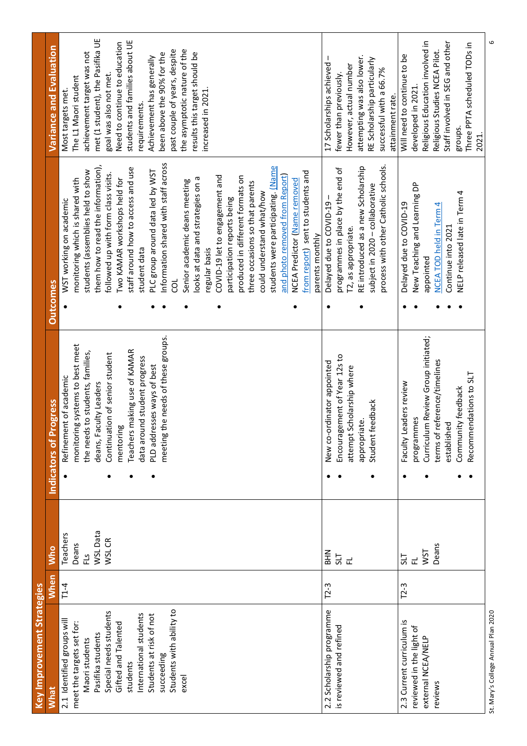| Key Improvement Strategies | | | | | |
|---|---|---|---|---|---|
| **What** | **When** | **Who** | **Indicators of Progress** | **Outcomes** | **Variance and Evaluation** |
| 2.1 Identified groups will meet the targets set for: Maori students, Pasifika students, Special needs students, Gifted and Talented students, International students, Students at risk of not succeeding, Students with ability to excel | T1-4 | Teachers, Deans, FLs, WSL Data, WSL CR | • Refinement of academic monitoring systems to best meet the needs to students, families, deans, Faculty Leaders<br>• Continuation of senior student mentoring<br>• Teachers making use of KAMAR data around student progress<br>• PLD addresses ways of best meeting the needs of these groups. | • WST working on academic monitoring which is shared with students (assemblies held to show them how to read the information), followed up with form class visits.<br>• Two KAMAR workshops held for staff around how to access and use student data<br>• PLC group around data led by WST<br>• Information shared with staff across COL<br>• Senior academic deans meeting looks at data and strategies on a regular basis<br>• COVID-19 let to engagement and participation reports being produced in different formats on three occasions so that parents could understand what/how students were participating. (Name and photo removed from Report)<br>• NCEA Predictor (Name removed from report) sent to students and parents monthly | Most targets met.<br>The L1 Maori student achievement target was not met (1 student), the Pasifika UE goal was also not met.<br>Need to continue to education students and families about UE requirements.<br>Achievement has generally been above the 90% for the past couple of years, despite the asymptotic nature of the results this target should be increased in 2021. |
| 2.2 Scholarship programme is reviewed and refined | T2-3 | BHN, SLT, FL | • New co-ordinator appointed<br>• Encouragement of Year 12s to attempt Scholarship where appropriate.<br>• Student feedback | • Delayed due to COVID-19 – programmes in place by the end of T2, as appropriate.<br>• RE introduced as a new Scholarship subject in 2020 – collaborative process with other Catholic schools. | 17 Scholarships achieved – fewer than previously.<br>However, actual number attempting was also lower.<br>RE Scholarship particularly successful with a 66.7% attainment rate. |
| 2.3 Current curriculum is reviewed in the light of external NCEA/NELP reviews | T2-3 | SLT, FL, WST, Deans | • Faculty Leaders review programmes<br>• Curriculum Review Group initiated; terms of reference/timelines established<br>• Community feedback<br>• Recommendations to SLT | • Delayed due to COVID-19<br>• New Teaching and Learning DP appointed<br>• NCEA TOD held in Term 4<br>• Continue into 2021<br>• NELP released late in Term 4 | Will need to continue to be developed in 2021.<br>Religious Education involved in Religious Studies NCEA Pilot.<br>Staff involved in SEG and other groups.<br>Three PPTA scheduled TODs in 2021. |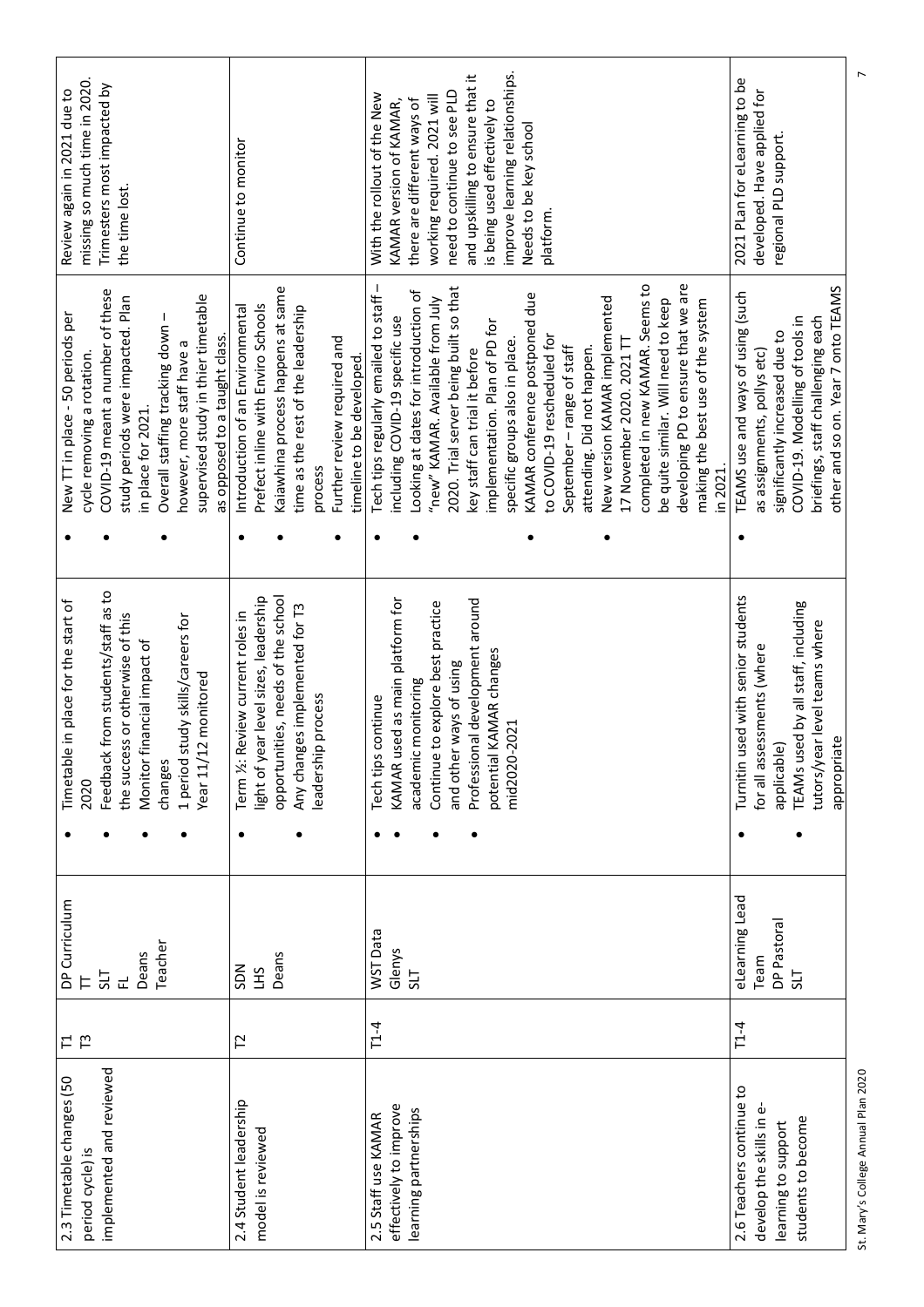| 2.3 Timetable changes (50 period cycle) is implemented and reviewed | T1<br>T3 | DP Curriculum<br>TT<br>SLT<br>FL<br>Deans<br>Teacher | • Timetable in place for the start of 2020<br>• Feedback from students/staff as to the success or otherwise of this<br>• Monitor financial impact of changes<br>• 1 period study skills/careers for Year 11/12 monitored | • New TT in place - 50 periods per cycle removing a rotation.<br>• COVID-19 meant a number of these study periods were impacted. Plan in place for 2021.<br>• Overall staffing tracking down – however, more staff have a supervised study in thier timetable as opposed to a taught class. | Review again in 2021 due to missing so much time in 2020. Trimesters most impacted by the time lost. |
|---|---|---|---|---|---|
| 2.4 Student leadership model is reviewed | T2 | SDN<br>LHS<br>Deans | • Term ½: Review current roles in light of year level sizes, leadership opportunities, needs of the school<br>• Any changes implemented for T3 leadership process | • Introduction of an Environmental Prefect inline with Enviro Schools<br>• Kaiawhina process happens at same time as the rest of the leadership process<br>• Further review required and timeline to be developed. | Continue to monitor |
| 2.5 Staff use KAMAR effectively to improve learning partnerships | T1-4 | WST Data<br>Glenys<br>SLT | • Tech tips continue<br>• KAMAR used as main platform for academic monitoring<br>• Continue to explore best practice and other ways of using<br>• Professional development around potential KAMAR changes mid2020-2021 | • Tech tips regularly emailed to staff – including COVID-19 specific use<br>• Looking at dates for introduction of "new" KAMAR. Available from July 2020. Trial server being built so that key staff can trial it before implementation. Plan of PD for specific groups also in place.<br>• KAMAR conference postponed due to COVID-19 rescheduled for September – range of staff attending. Did not happen.<br>• New version KAMAR implemented 17 November 2020. 2021 TT completed in new KAMAR. Seems to be quite similar. Will need to keep developing PD to ensure that we are making the best use of the system in 2021. | With the rollout of the New KAMAR version of KAMAR, there are different ways of working required. 2021 will need to continue to see PLD and upskilling to ensure that it is being used effectively to improve learning relationships. Needs to be key school platform. |
| 2.6 Teachers continue to develop the skills in e-learning to support students to become | T1-4 | eLearning Lead Team<br>DP Pastoral<br>SLT | • Turnitin used with senior students for all assessments (where applicable)<br>• TEAMs used by all staff, including tutors/year level teams where appropriate | • TEAMS use and ways of using (such as assignments, pollys etc) significantly increased due to COVID-19. Modelling of tools in briefings, staff challenging each other and so on. Year 7 onto TEAMS | 2021 PLan for eLearning to be developed. Have applied for regional PLD support. |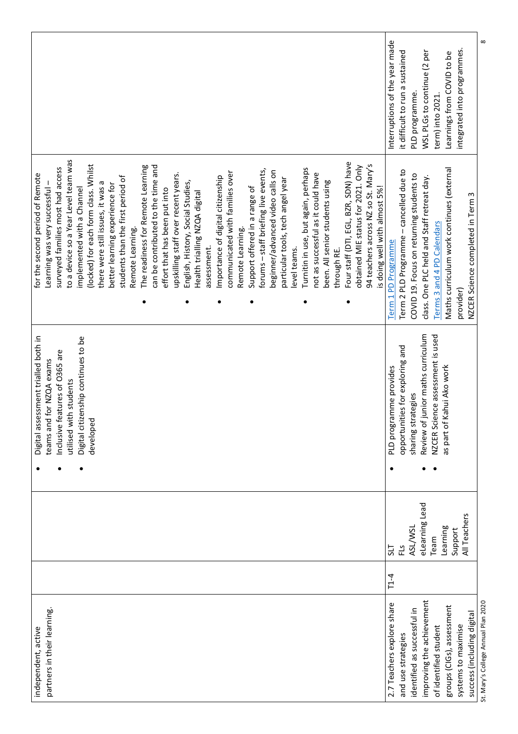| | | | | | |
|---|---|---|---|---|---|
| independent, active partners in their learning. | | | • Digital assessment trialled both in teams and for NZQA exams<br>• Inclusive features of O365 are utilised with students<br>• Digital citizenship continues to be developed | for the second period of Remote Learning was very successful – surveyed families most had access to a device so a Year Level team was implemented with a Channel (locked) for each form class. Whilst there were still issues, it was a better learning experience for students than the first period of Remote Learning.<br>• The readiness for Remote Learning can be contributed to the time and effort that has been put into upskilling staff over recent years.<br>• English, History, Social Studies, Health trialling NZQA digital assessment.<br>• Importance of digital citizenship communicated with families over Remote Learning.<br>• Support offered in a range of forums – staff briefing live events, beginner/advanced video calls on particular tools, tech angel year level teams.<br>• Turnitin in use, but again, perhaps not as successful as it could have been. All senior students using through RE.<br>• Four staff (DTI, EGL, BZR, SDN) have obtained MIE status for 2021. Only 94 teachers across NZ so St. Mary's is doing well with almost 5%! | |
| 2.7 Teachers explore share and use strategies identified as successful in improving the achievement of identified student groups (CIGs), assessment systems to maximise success (including digital | T1-4 | SLT<br>FLs<br>ASL/WSL<br>eLearning Lead Team<br>Learning Support<br>All Teachers | • PLD programme provides opportunities for exploring and sharing strategies<br>• Review of junior maths curriculum<br>• NZCER Science assessment is used as part of Kahui Ako work | Term 1 PD Programme<br>Term 2 PLD Programme – cancelled due to COVID 19. Focus on returning students to class. One PLC held and Staff retreat day.<br>Terms 3 and 4 PD Calendars<br>Maths curriculum work continues (external provider)<br>NZCER Science completed in Term 3 | Interruptions of the year made it difficult to run a sustained PLD programme.<br>WSL PLGs to continue (2 per term) into 2021.<br>Learnings from COVID to be integrated into programmes. |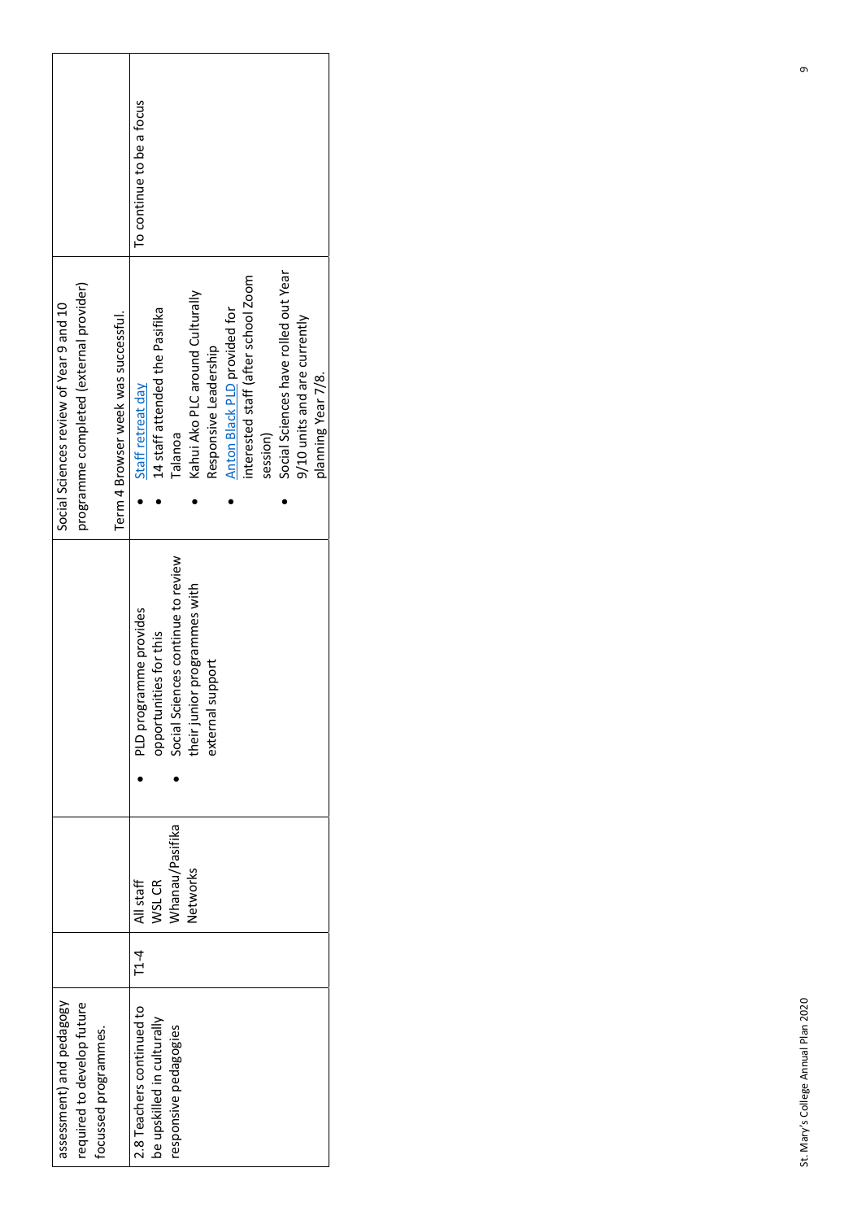| | | | | | |
|---|---|---|---|---|---|
| assessment) and pedagogy required to develop future focussed programmes. | | | | Social Sciences review of Year 9 and 10 programme completed (external provider)<br><br>Term 4 Browser week was successful. | |
| 2.8 Teachers continued to be upskilled in culturally responsive pedagogies | T1-4 | All staff<br>WSL CR<br>Whanau/Pasifika Networks | • PLD programme provides opportunities for this<br>• Social Sciences continue to review their junior programmes with external support | • Staff retreat day<br>• 14 staff attended the Pasifika Talanoa<br>• Kahui Ako PLC around Culturally Responsive Leadership<br>• Anton Black PLD provided for interested staff (after school Zoom session)<br>• Social Sciences have rolled out Year 9/10 units and are currently planning Year 7/8. | To continue to be a focus |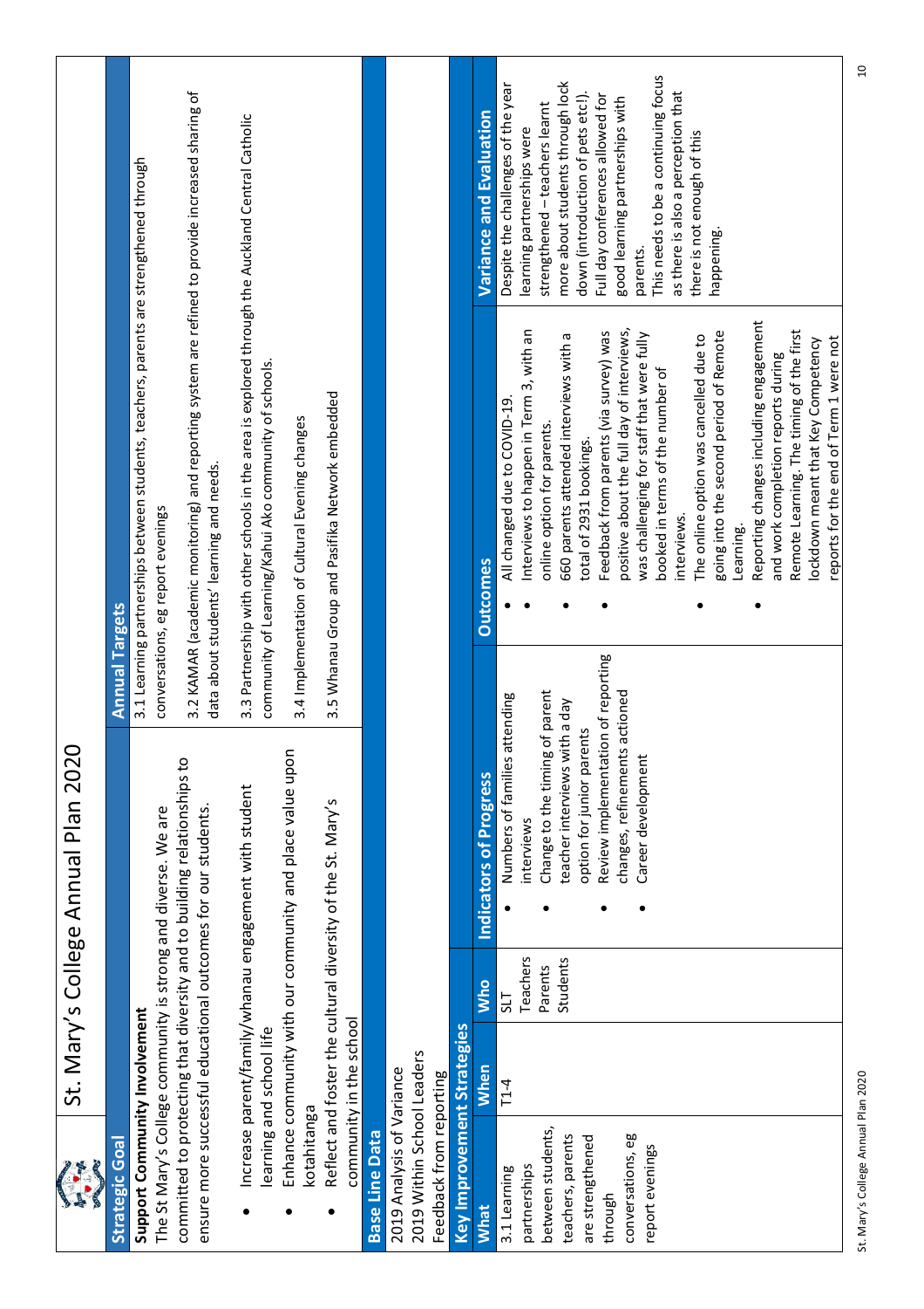# St. Mary's College Annual Plan 2020

| Strategic Goal | Annual Targets |
|---|---|
| **Support Community Involvement**<br>The St Mary's College community is strong and diverse. We are committed to protecting that diversity and to building relationships to ensure more successful educational outcomes for our students.<br>• Increase parent/family/whanau engagement with student learning and school life<br>• Enhance community with our community and place value upon kotahitanga<br>• Reflect and foster the cultural diversity of the St. Mary's community in the school | 3.1 Learning partnerships between students, teachers, parents are strengthened through conversations, eg report evenings<br>3.2 KAMAR (academic monitoring) and reporting system are refined to provide increased sharing of data about students' learning and needs.<br>3.3 Partnership with other schools in the area is explored through the Auckland Central Catholic community of Learning/Kahui Ako community of schools.<br>3.4 Implementation of Cultural Evening changes<br>3.5 Whanau Group and Pasifika Network embedded |

**Base Line Data**

2019 Analysis of Variance
2019 Within School Leaders
Feedback from reporting

**Key Improvement Strategies**

| What | When | Who | Indicators of Progress | Outcomes | Variance and Evaluation |
|---|---|---|---|---|---|
| 3.1 Learning partnerships between students, teachers, parents are strengthened through conversations, eg report evenings | T1-4 | SLT<br>Teachers<br>Parents<br>Students | • Numbers of families attending interviews<br>• Change to the timing of parent teacher interviews with a day option for junior parents<br>• Review implementation of reporting changes, refinements actioned<br>• Career development | • All changed due to COVID-19.<br>• Interviews to happen in Term 3, with an online option for parents.<br>• 660 parents attended interviews with a total of 2931 bookings.<br>• Feedback from parents (via survey) was positive about the full day of interviews, was challenging for staff that were fully booked in terms of the number of interviews.<br>• The online option was cancelled due to going into the second period of Remote Learning.<br>• Reporting changes including engagement and work completion reports during Remote Learning. The timing of the first lockdown meant that Key Competency reports for the end of Term 1 were not | Despite the challenges of the year learning partnerships were strengthened – teachers learnt more about students through lock down (introduction of pets etc!). Full day conferences allowed for good learning partnerships with parents.<br>This needs to be a continuing focus as there is also a perception that there is not enough of this happening. |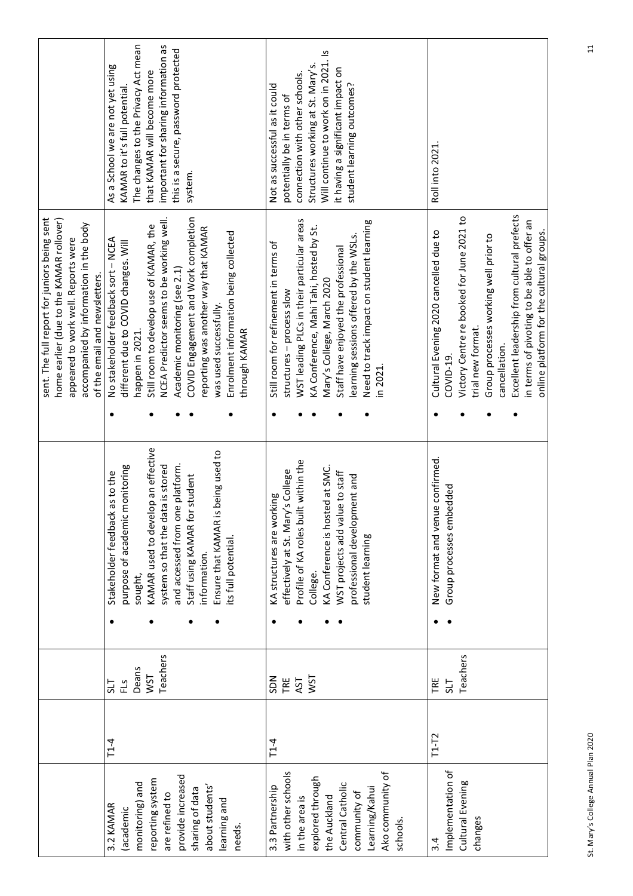| | | | | sent. The full report for juniors being sent home earlier (due to the KAMAR rollover) appeared to work well. Reports were accompanied by information in the body of the email and newsletters. | |
|---|---|---|---|---|---|
| 3.2 KAMAR (academic monitoring) and reporting system are refined to provide increased sharing of data about students' learning and needs. | T1-4 | SLT<br>FLs<br>Deans<br>WST<br>Teachers | • Stakeholder feedback as to the purpose of academic monitoring sought,<br>• KAMAR used to develop an effective system so that the data is stored and accessed from one platform.<br>• Staff using KAMAR for student information.<br>• Ensure that KAMAR is being used to its full potential. | • No stakeholder feedback sort – NCEA different due to COVID changes. Will happen in 2021.<br>• Still room to develop use of KAMAR, the NCEA Predictor seems to be working well. Academic monitoring (see 2.1)<br>• COVID Engagement and Work completion reporting was another way that KAMAR was used successfully.<br>• Enrolment information being collected through KAMAR | As a School we are not yet using KAMAR to it's full potential. The changes to the Privacy Act mean that KAMAR will become more important for sharing information as this is a secure, password protected system. |
| 3.3 Partnership with other schools in the area is explored through the Auckland Central Catholic community of Learning/Kahui Ako community of schools. | T1-4 | SDN<br>TRE<br>AST<br>WST | • KA structures are working effectively at St. Mary's College<br>• Profile of KA roles built within the College.<br>• KA Conference is hosted at SMC.<br>• WST projects add value to staff professional development and student learning | • Still room for refinement in terms of structures – process slow<br>• WST leading PLCs in their particular areas<br>• KA Conference, Mahi Tahi, hosted by St. Mary's College, March 2020<br>• Staff have enjoyed the professional learning sessions offered by the WSLs.<br>• Need to track impact on student learning in 2021. | Not as successful as it could potentially be in terms of connection with other schools. Structures working at St. Mary's. Will continue to work on in 2021. Is it having a significant impact on student learning outcomes? |
| 3.4 Implementation of Cultural Evening changes | T1-T2 | TRE<br>SLT<br>Teachers | • New format and venue confirmed.<br>• Group processes embedded | • Cultural Evening 2020 cancelled due to COVID-19.<br>• Victory Centre re booked for June 2021 to trial new format.<br>• Group processes working well prior to cancellation.<br>• Excellent leadership from cultural prefects in terms of pivoting to be able to offer an online platform for the cultural groups. | Roll into 2021. |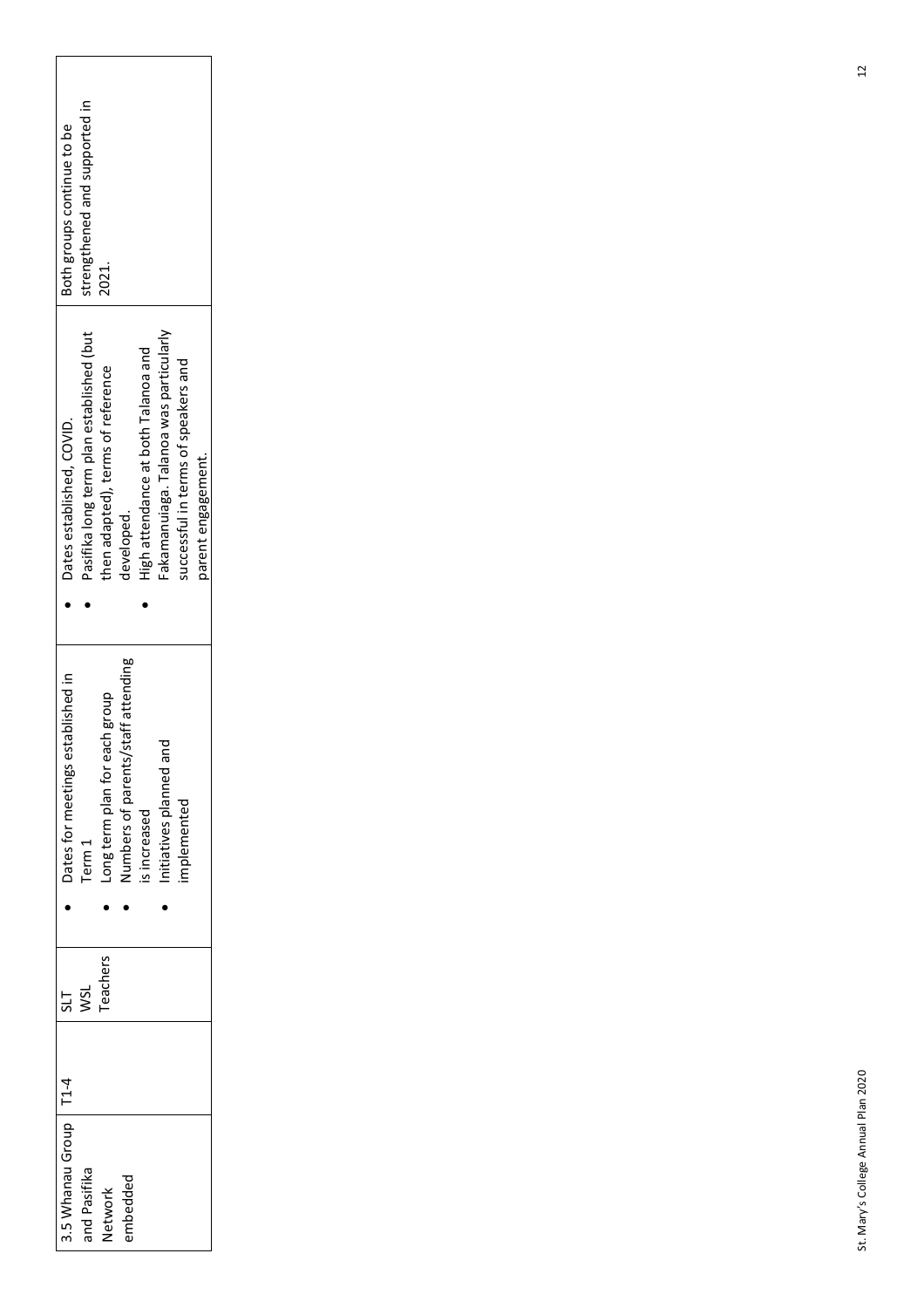| 3.5 Whanau Group and Pasifika Network embedded | T1-4 | SLT<br>WSL<br>Teachers | • Dates for meetings established in Term 1<br>• Long term plan for each group<br>• Numbers of parents/staff attending is increased<br>• Initiatives planned and implemented | • Dates established, COVID.<br>• Pasifika long term plan established (but then adapted), terms of reference developed.<br>• High attendance at both Talanoa and Fakamanuiaga. Talanoa was particularly successful in terms of speakers and parent engagement. | Both groups continue to be strengthened and supported in 2021. |
|---|---|---|---|---|---|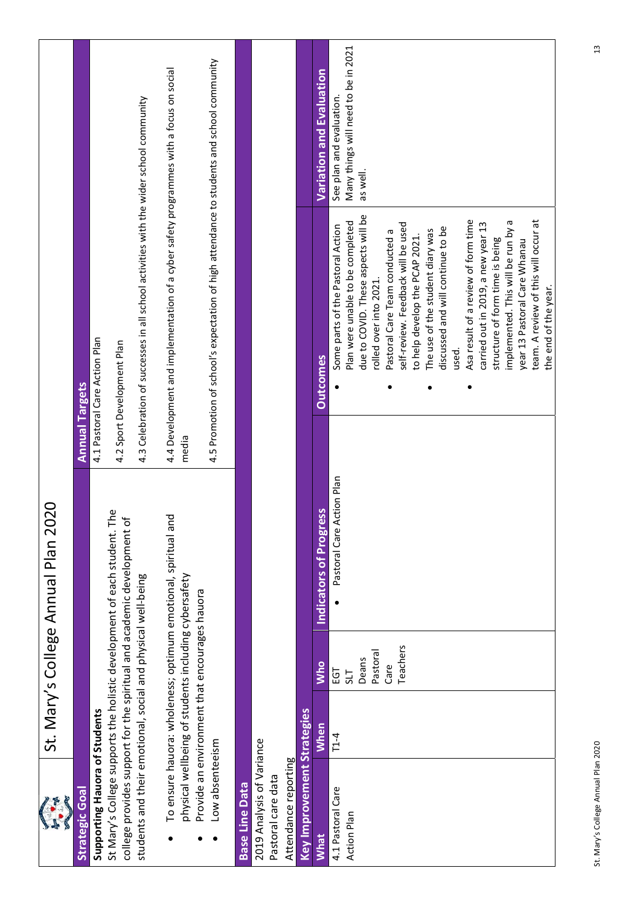# St. Mary's College Annual Plan 2020

| Strategic Goal | Annual Targets |
|---|---|
| **Supporting Hauora of Students**<br>St Mary's College supports the holistic development of each student. The college provides support for the spiritual and academic development of students and their emotional, social and physical well-being<br>• To ensure hauora: wholeness; optimum emotional, spiritual and physical wellbeing of students including cybersafety<br>• Provide an environment that encourages hauora<br>• Low absenteeism | 4.1 Pastoral Care Action Plan<br>4.2 Sport Development Plan<br>4.3 Celebration of successes in all school activities with the wider school community<br>4.4 Development and implementation of a cyber safety programmes with a focus on social media<br>4.5 Promotion of school's expectation of high attendance to students and school community |

**Base Line Data**

2019 Analysis of Variance
Pastoral care data
Attendance reporting

**Key Improvement Strategies**

| What | When | Who | Indicators of Progress | Outcomes | Variation and Evaluation |
|---|---|---|---|---|---|
| 4.1 Pastoral Care Action Plan | T1-4 | EGT<br>SLT<br>Deans<br>Pastoral Care<br>Teachers | • Pastoral Care Action Plan | • Some parts of the Pastoral Action Plan were unable to be completed due to COVID. These aspects will be rolled over into 2021.<br>• Pastoral Care Team conducted a self-review. Feedback will be used to help develop the PCAP 2021.<br>• The use of the student diary was discussed and will continue to be used.<br>• Asa result of a review of form time carried out in 2019, a new year 13 structure of form time is being implemented. This will be run by a year 13 Pastoral Care Whanau team. A review of this will occur at the end of the year. | See plan and evaluation.<br>Many things will need to be in 2021 as well. |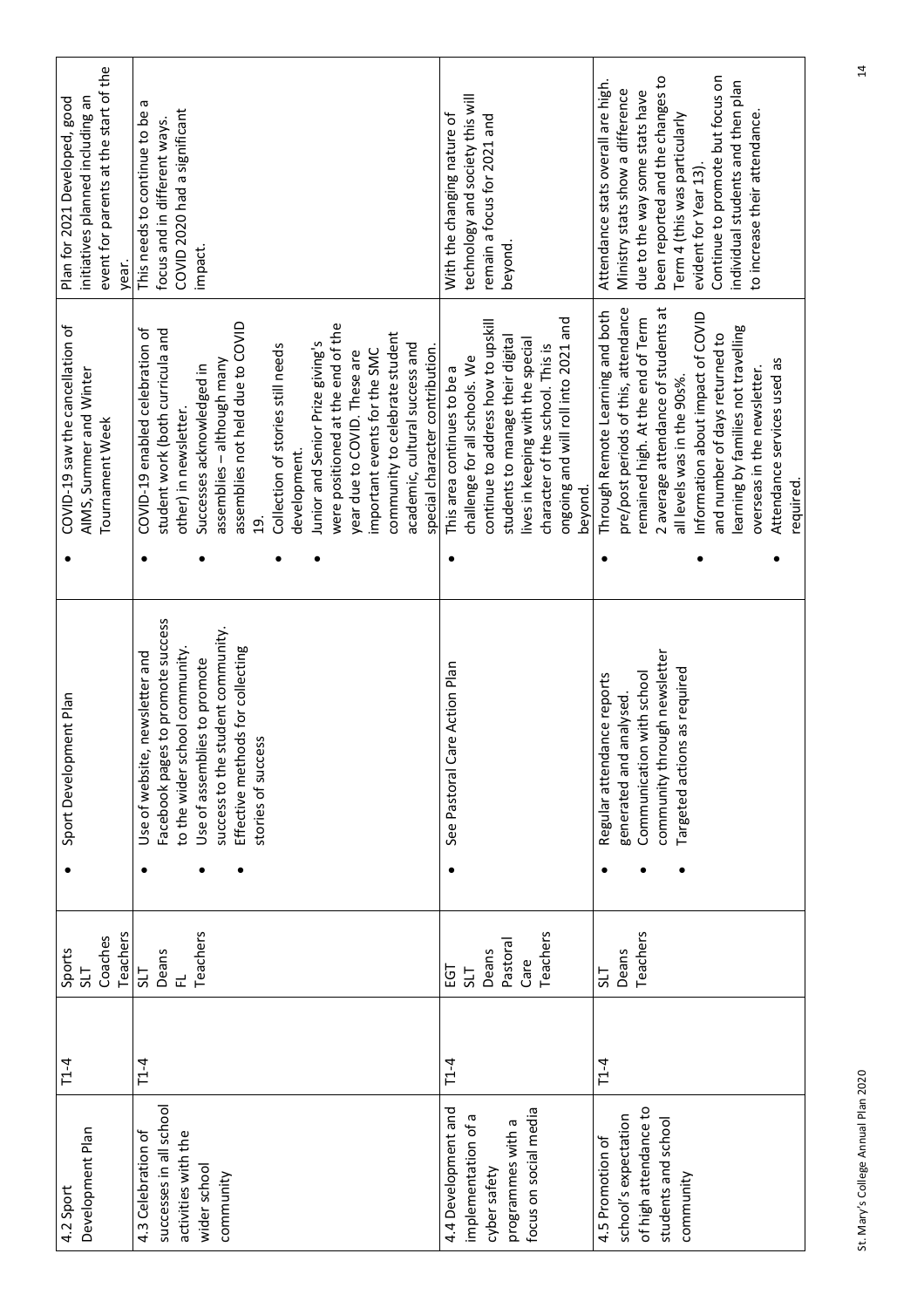| 4.2 Sport Development Plan | T1-4 | Sports<br>SLT<br>Coaches<br>Teachers | • Sport Development Plan | • COVID-19 saw the cancellation of AIMS, Summer and Winter Tournament Week | Plan for 2021 Developed, good initiatives planned including an event for parents at the start of the year. |
|---|---|---|---|---|---|
| 4.3 Celebration of successes in all school activities with the wider school community | T1-4 | SLT<br>Deans<br>FL<br>Teachers | • Use of website, newsletter and Facebook pages to promote success to the wider school community.<br>• Use of assemblies to promote success to the student community.<br>• Effective methods for collecting stories of success | • COVID-19 enabled celebration of student work (both curricula and other) in newsletter.<br>• Successes acknowledged in assemblies – although many assemblies not held due to COVID 19.<br>• Collection of stories still needs development.<br>• Junior and Senior Prize giving's were positioned at the end of the year due to COVID. These are important events for the SMC community to celebrate student academic, cultural success and special character contribution. | This needs to continue to be a focus and in different ways. COVID 2020 had a significant impact. |
| 4.4 Development and implementation of a cyber safety programmes with a focus on social media | T1-4 | EGT<br>SLT<br>Deans<br>Pastoral Care<br>Teachers | • See Pastoral Care Action Plan | • This area continues to be a challenge for all schools. We continue to address how to upskill students to manage their digital lives in keeping with the special character of the school. This is ongoing and will roll into 2021 and beyond. | With the changing nature of technology and society this will remain a focus for 2021 and beyond. |
| 4.5 Promotion of school's expectation of high attendance to students and school community | T1-4 | SLT<br>Deans<br>Teachers | • Regular attendance reports generated and analysed.<br>• Communication with school community through newsletter<br>• Targeted actions as required | • Through Remote Learning and both pre/post periods of this, attendance remained high. At the end of Term 2 average attendance of students at all levels was in the 90s%.<br>• Information about impact of COVID and number of days returned to learning by families not travelling overseas in the newsletter.<br>• Attendance services used as required. | Attendance stats overall are high. Ministry stats show a difference due to the way some stats have been reported and the changes to Term 4 (this was particularly evident for Year 13).<br>Continue to promote but focus on individual students and then plan to increase their attendance. |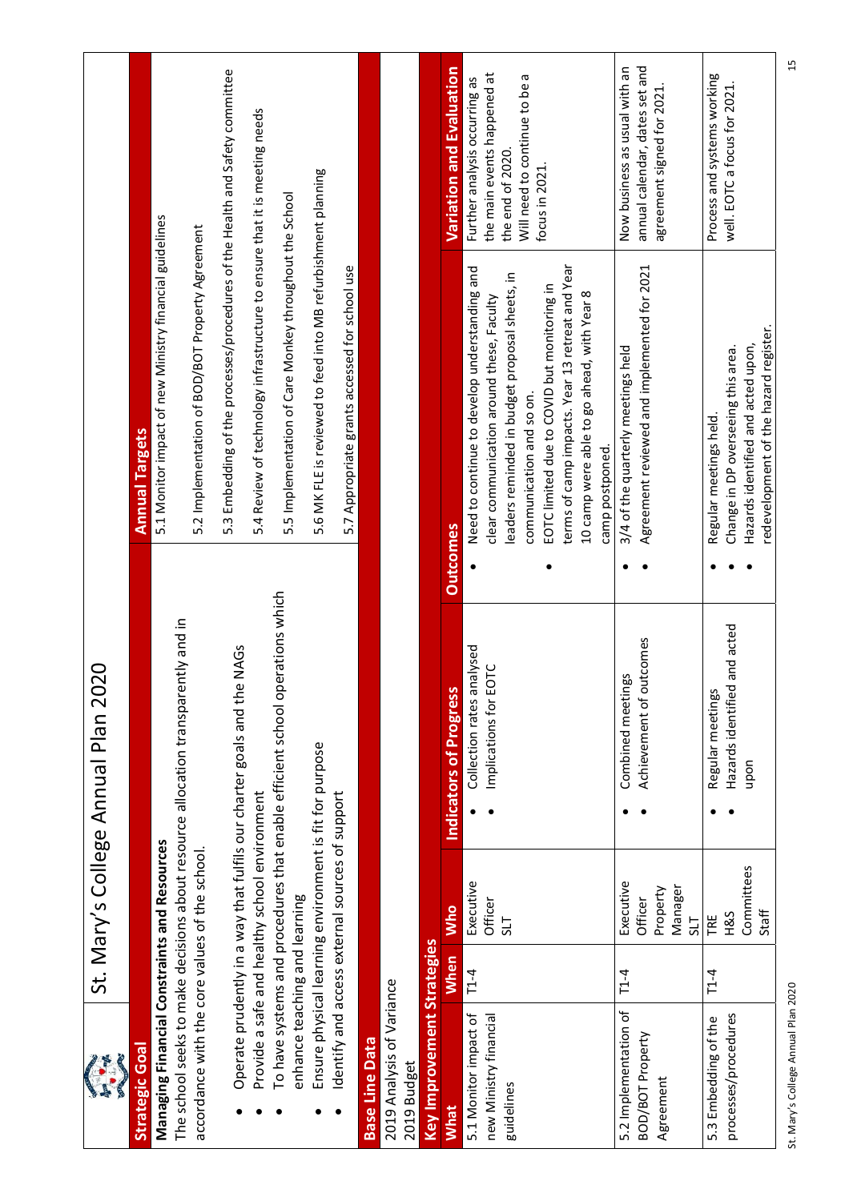# St. Mary's College Annual Plan 2020

| Strategic Goal | Annual Targets |
|---|---|
| **Managing Financial Constraints and Resources**<br>The school seeks to make decisions about resource allocation transparently and in accordance with the core values of the school.<br>• Operate prudently in a way that fulfils our charter goals and the NAGs<br>• Provide a safe and healthy school environment<br>• To have systems and procedures that enable efficient school operations which enhance teaching and learning<br>• Ensure physical learning environment is fit for purpose<br>• Identify and access external sources of support | 5.1 Monitor impact of new Ministry financial guidelines<br>5.2 Implementation of BOD/BOT Property Agreement<br>5.3 Embedding of the processes/procedures of the Health and Safety committee<br>5.4 Review of technology infrastructure to ensure that it is meeting needs<br>5.5 Implementation of Care Monkey throughout the School<br>5.6 MK FLE is reviewed to feed into MB refurbishment planning<br>5.7 Appropriate grants accessed for school use |

## Base Line Data

2019 Analysis of Variance
2019 Budget

## Key Improvement Strategies

| What | When | Who | Indicators of Progress | Outcomes | Variation and Evaluation |
|---|---|---|---|---|---|
| 5.1 Monitor impact of new Ministry financial guidelines | T1-4 | Executive Officer<br>SLT | • Collection rates analysed<br>• Implications for EOTC | • Need to continue to develop understanding and clear communication around these, Faculty leaders reminded in budget proposal sheets, in communication and so on.<br>• EOTC limited due to COVID but monitoring in terms of camp impacts. Year 13 retreat and Year 10 camp were able to go ahead, with Year 8 camp postponed. | Further analysis occurring as the main events happened at the end of 2020.<br>Will need to continue to be a focus in 2021. |
| 5.2 Implementation of BOD/BOT Property Agreement | T1-4 | Executive Officer<br>Property Manager<br>SLT | • Combined meetings<br>• Achievement of outcomes | • 3/4 of the quarterly meetings held<br>• Agreement reviewed and implemented for 2021 | Now business as usual with an annual calendar, dates set and agreement signed for 2021. |
| 5.3 Embedding of the processes/procedures | T1-4 | TRE<br>H&S Committees<br>Staff | • Regular meetings<br>• Hazards identified and acted upon | • Regular meetings held.<br>• Change in DP overseeing this area.<br>• Hazards identified and acted upon, redevelopment of the hazard register. | Process and systems working well. EOTC a focus for 2021. |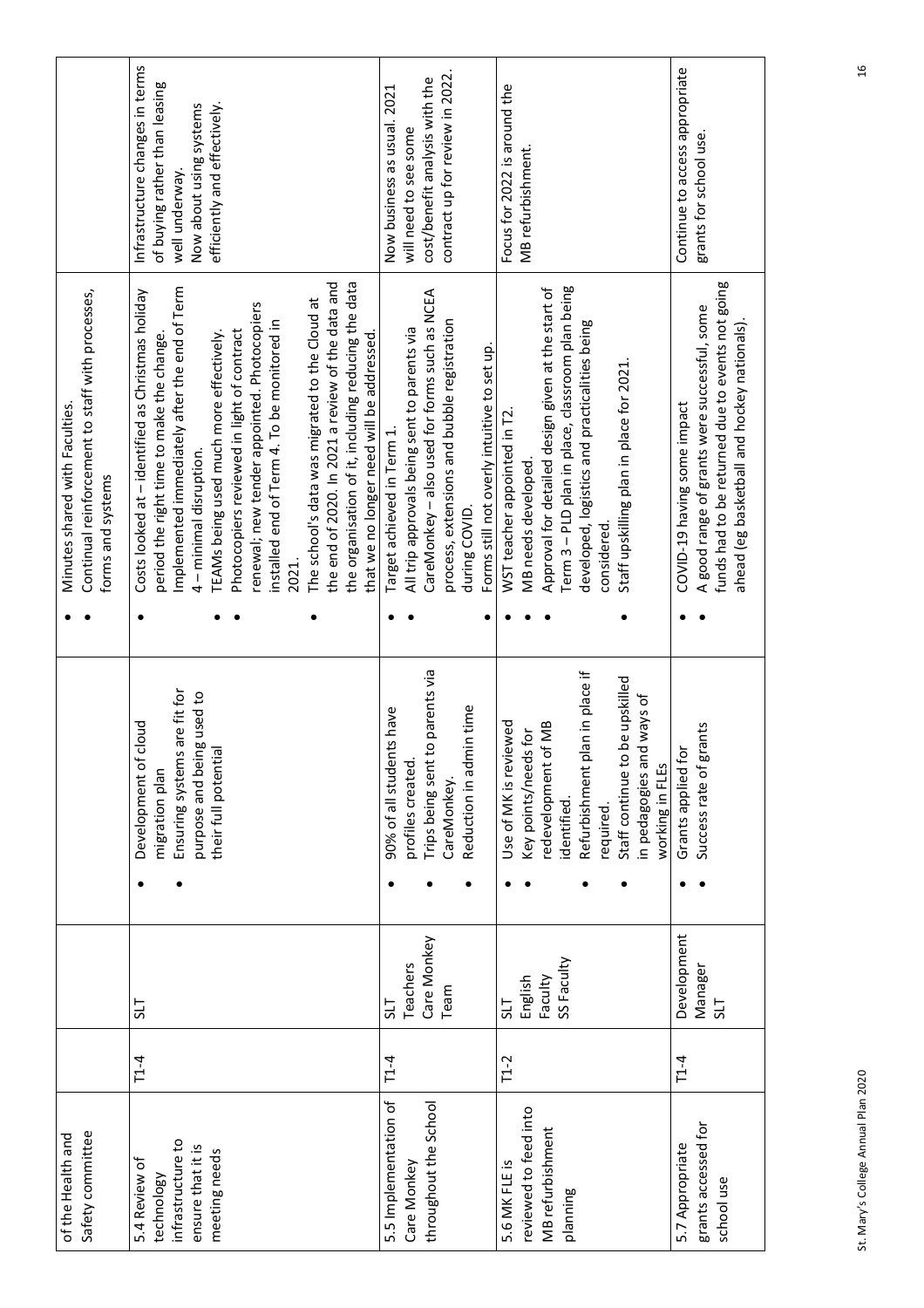| | | | | | |
|---|---|---|---|---|---|
| of the Health and Safety committee | | | | • Minutes shared with Faculties.<br>• Continual reinforcement to staff with processes, forms and systems | |
| 5.4 Review of technology infrastructure to ensure that it is meeting needs | T1-4 | SLT | • Development of cloud migration plan<br>• Ensuring systems are fit for purpose and being used to their full potential | • Costs looked at – identified as Christmas holiday period the right time to make the change. Implemented immediately after the end of Term 4 – minimal disruption.<br>• TEAMs being used much more effectively.<br>• Photocopiers reviewed in light of contract renewal; new tender appointed. Photocopiers installed end of Term 4. To be monitored in 2021.<br>• The school's data was migrated to the Cloud at the end of 2020. In 2021 a review of the data and the organisation of it, including reducing the data that we no longer need will be addressed. | Infrastructure changes in terms of buying rather than leasing well underway.<br>Now about using systems efficiently and effectively. |
| 5.5 Implementation of Care Monkey throughout the School | T1-4 | SLT<br>Teachers<br>Care Monkey Team | • 90% of all students have profiles created.<br>• Trips being sent to parents via CareMonkey.<br>• Reduction in admin time | • Target achieved in Term 1.<br>• All trip approvals being sent to parents via CareMonkey – also used for forms such as NCEA process, extensions and bubble registration during COVID.<br>• Forms still not overly intuitive to set up. | Now business as usual. 2021 will need to see some cost/benefit analysis with the contract up for review in 2022. |
| 5.6 MK FLE is reviewed to feed into MB refurbishment planning | T1-2 | SLT<br>English Faculty<br>SS Faculty | • Use of MK is reviewed<br>• Key points/needs for redevelopment of MB identified.<br>• Refurbishment plan in place if required.<br>• Staff continue to be upskilled in pedagogies and ways of working in FLEs | • WST teacher appointed in T2.<br>• MB needs developed.<br>• Approval for detailed design given at the start of Term 3 – PLD plan in place, classroom plan being developed, logistics and practicalities being considered.<br>• Staff upskilling plan in place for 2021. | Focus for 2022 is around the MB refurbishment. |
| 5.7 Appropriate grants accessed for school use | T1-4 | Development Manager<br>SLT | • Grants applied for<br>• Success rate of grants | • COVID-19 having some impact<br>• A good range of grants were successful, some funds had to be returned due to events not going ahead (eg basketball and hockey nationals). | Continue to access appropriate grants for school use. |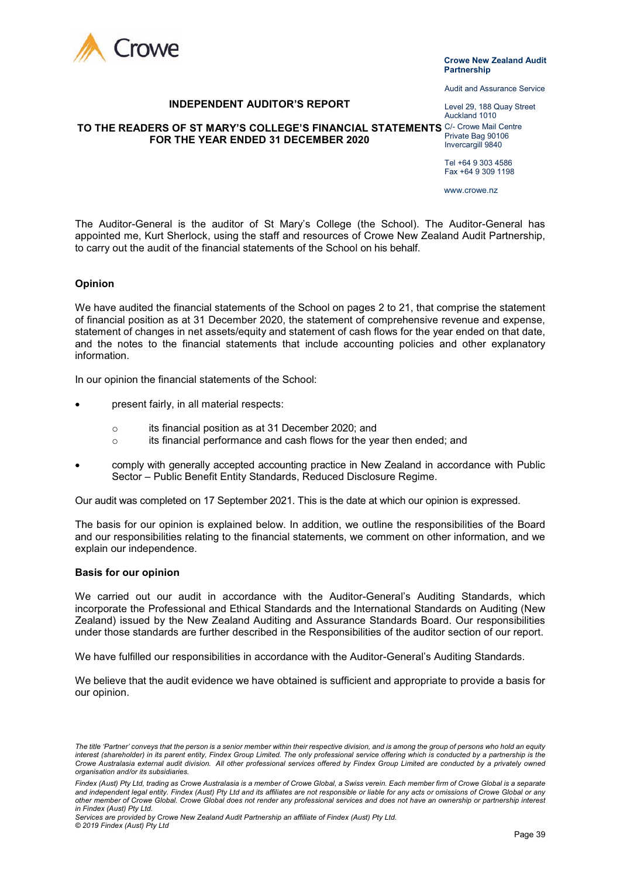Crowe

**Crowe New Zealand Audit Partnership**

Audit and Assurance Service

Level 29, 188 Quay Street
Auckland 1010
C/- Crowe Mail Centre
Private Bag 90106
Invercargill 9840

Tel +64 9 303 4586
Fax +64 9 309 1198

www.crowe.nz

# INDEPENDENT AUDITOR'S REPORT

## TO THE READERS OF ST MARY'S COLLEGE'S FINANCIAL STATEMENTS FOR THE YEAR ENDED 31 DECEMBER 2020

The Auditor-General is the auditor of St Mary's College (the School). The Auditor-General has appointed me, Kurt Sherlock, using the staff and resources of Crowe New Zealand Audit Partnership, to carry out the audit of the financial statements of the School on his behalf.

### Opinion

We have audited the financial statements of the School on pages 2 to 21, that comprise the statement of financial position as at 31 December 2020, the statement of comprehensive revenue and expense, statement of changes in net assets/equity and statement of cash flows for the year ended on that date, and the notes to the financial statements that include accounting policies and other explanatory information.

In our opinion the financial statements of the School:

- present fairly, in all material respects:
  - its financial position as at 31 December 2020; and
  - its financial performance and cash flows for the year then ended; and
- comply with generally accepted accounting practice in New Zealand in accordance with Public Sector – Public Benefit Entity Standards, Reduced Disclosure Regime.

Our audit was completed on 17 September 2021. This is the date at which our opinion is expressed.

The basis for our opinion is explained below. In addition, we outline the responsibilities of the Board and our responsibilities relating to the financial statements, we comment on other information, and we explain our independence.

### Basis for our opinion

We carried out our audit in accordance with the Auditor-General's Auditing Standards, which incorporate the Professional and Ethical Standards and the International Standards on Auditing (New Zealand) issued by the New Zealand Auditing and Assurance Standards Board. Our responsibilities under those standards are further described in the Responsibilities of the auditor section of our report.

We have fulfilled our responsibilities in accordance with the Auditor-General's Auditing Standards.

We believe that the audit evidence we have obtained is sufficient and appropriate to provide a basis for our opinion.

*The title 'Partner' conveys that the person is a senior member within their respective division, and is among the group of persons who hold an equity interest (shareholder) in its parent entity, Findex Group Limited. The only professional service offering which is conducted by a partnership is the Crowe Australasia external audit division. All other professional services offered by Findex Group Limited are conducted by a privately owned organisation and/or its subsidiaries.*

*Findex (Aust) Pty Ltd, trading as Crowe Australasia is a member of Crowe Global, a Swiss verein. Each member firm of Crowe Global is a separate and independent legal entity. Findex (Aust) Pty Ltd and its affiliates are not responsible or liable for any acts or omissions of Crowe Global or any other member of Crowe Global. Crowe Global does not render any professional services and does not have an ownership or partnership interest in Findex (Aust) Pty Ltd.*

*Services are provided by Crowe New Zealand Audit Partnership an affiliate of Findex (Aust) Pty Ltd.*

*© 2019 Findex (Aust) Pty Ltd*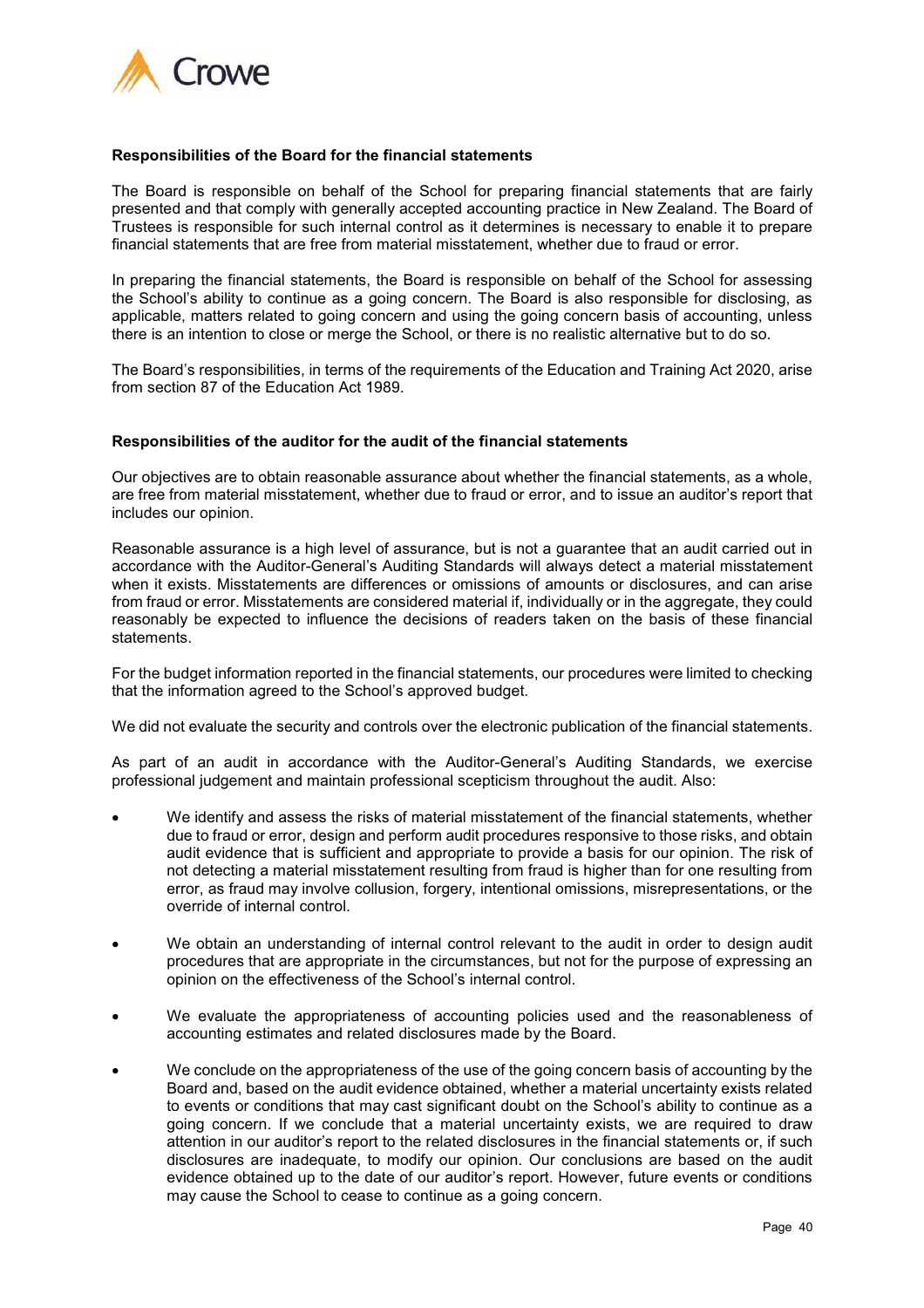**Responsibilities of the Board for the financial statements**

The Board is responsible on behalf of the School for preparing financial statements that are fairly presented and that comply with generally accepted accounting practice in New Zealand. The Board of Trustees is responsible for such internal control as it determines is necessary to enable it to prepare financial statements that are free from material misstatement, whether due to fraud or error.

In preparing the financial statements, the Board is responsible on behalf of the School for assessing the School's ability to continue as a going concern. The Board is also responsible for disclosing, as applicable, matters related to going concern and using the going concern basis of accounting, unless there is an intention to close or merge the School, or there is no realistic alternative but to do so.

The Board's responsibilities, in terms of the requirements of the Education and Training Act 2020, arise from section 87 of the Education Act 1989.

**Responsibilities of the auditor for the audit of the financial statements**

Our objectives are to obtain reasonable assurance about whether the financial statements, as a whole, are free from material misstatement, whether due to fraud or error, and to issue an auditor's report that includes our opinion.

Reasonable assurance is a high level of assurance, but is not a guarantee that an audit carried out in accordance with the Auditor-General's Auditing Standards will always detect a material misstatement when it exists. Misstatements are differences or omissions of amounts or disclosures, and can arise from fraud or error. Misstatements are considered material if, individually or in the aggregate, they could reasonably be expected to influence the decisions of readers taken on the basis of these financial statements.

For the budget information reported in the financial statements, our procedures were limited to checking that the information agreed to the School's approved budget.

We did not evaluate the security and controls over the electronic publication of the financial statements.

As part of an audit in accordance with the Auditor-General's Auditing Standards, we exercise professional judgement and maintain professional scepticism throughout the audit. Also:

- We identify and assess the risks of material misstatement of the financial statements, whether due to fraud or error, design and perform audit procedures responsive to those risks, and obtain audit evidence that is sufficient and appropriate to provide a basis for our opinion. The risk of not detecting a material misstatement resulting from fraud is higher than for one resulting from error, as fraud may involve collusion, forgery, intentional omissions, misrepresentations, or the override of internal control.

- We obtain an understanding of internal control relevant to the audit in order to design audit procedures that are appropriate in the circumstances, but not for the purpose of expressing an opinion on the effectiveness of the School's internal control.

- We evaluate the appropriateness of accounting policies used and the reasonableness of accounting estimates and related disclosures made by the Board.

- We conclude on the appropriateness of the use of the going concern basis of accounting by the Board and, based on the audit evidence obtained, whether a material uncertainty exists related to events or conditions that may cast significant doubt on the School's ability to continue as a going concern. If we conclude that a material uncertainty exists, we are required to draw attention in our auditor's report to the related disclosures in the financial statements or, if such disclosures are inadequate, to modify our opinion. Our conclusions are based on the audit evidence obtained up to the date of our auditor's report. However, future events or conditions may cause the School to cease to continue as a going concern.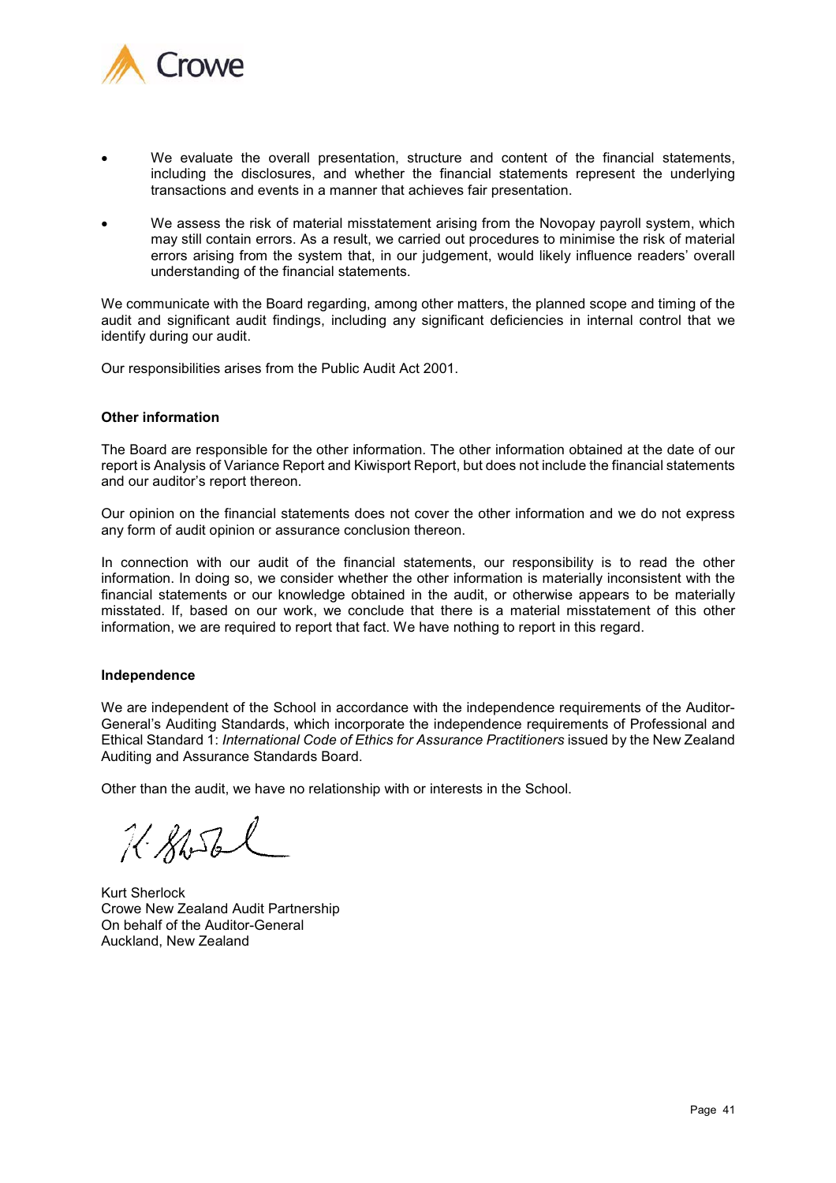- We evaluate the overall presentation, structure and content of the financial statements, including the disclosures, and whether the financial statements represent the underlying transactions and events in a manner that achieves fair presentation.

- We assess the risk of material misstatement arising from the Novopay payroll system, which may still contain errors. As a result, we carried out procedures to minimise the risk of material errors arising from the system that, in our judgement, would likely influence readers' overall understanding of the financial statements.

We communicate with the Board regarding, among other matters, the planned scope and timing of the audit and significant audit findings, including any significant deficiencies in internal control that we identify during our audit.

Our responsibilities arises from the Public Audit Act 2001.

**Other information**

The Board are responsible for the other information. The other information obtained at the date of our report is Analysis of Variance Report and Kiwisport Report, but does not include the financial statements and our auditor's report thereon.

Our opinion on the financial statements does not cover the other information and we do not express any form of audit opinion or assurance conclusion thereon.

In connection with our audit of the financial statements, our responsibility is to read the other information. In doing so, we consider whether the other information is materially inconsistent with the financial statements or our knowledge obtained in the audit, or otherwise appears to be materially misstated. If, based on our work, we conclude that there is a material misstatement of this other information, we are required to report that fact. We have nothing to report in this regard.

**Independence**

We are independent of the School in accordance with the independence requirements of the Auditor-General's Auditing Standards, which incorporate the independence requirements of Professional and Ethical Standard 1: *International Code of Ethics for Assurance Practitioners* issued by the New Zealand Auditing and Assurance Standards Board.

Other than the audit, we have no relationship with or interests in the School.

Kurt Sherlock
Crowe New Zealand Audit Partnership
On behalf of the Auditor-General
Auckland, New Zealand